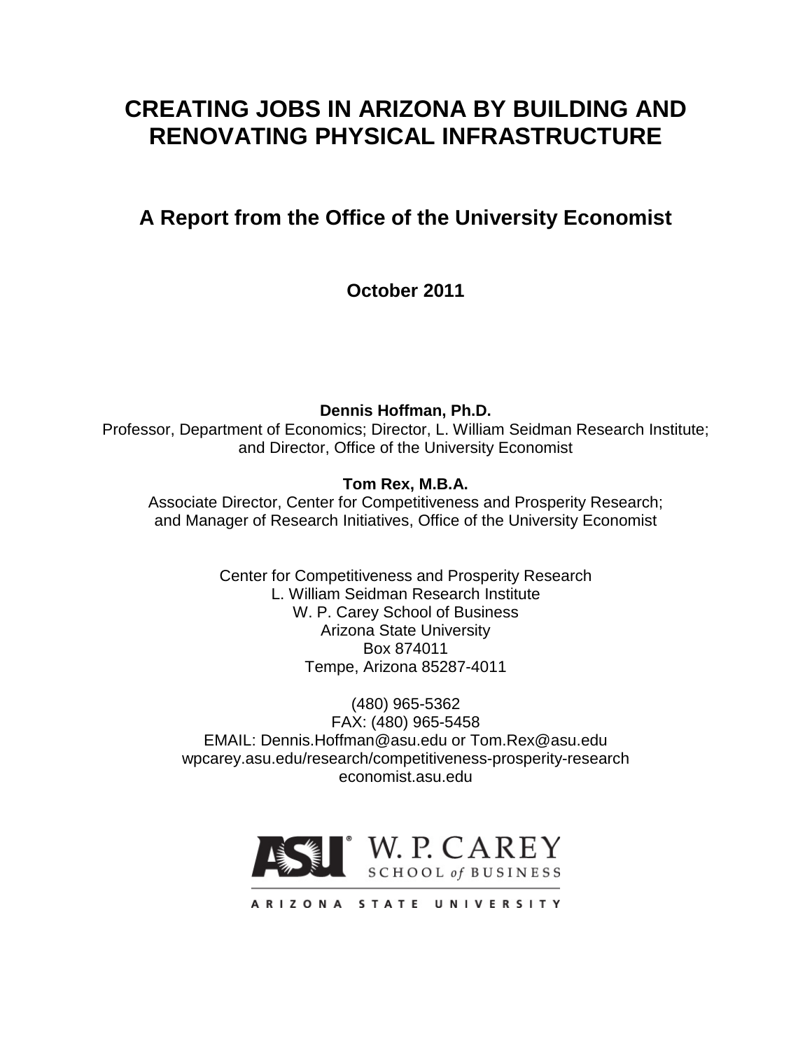# CREATING JOBS IN ARIZONA BY BUILDING AND RENOVATING PHYSICAL INFRASTRUCTURE

## A Report from the Office of the University Economist

**October 2011**

**Dennis Hoffman, Ph.D.**
Professor, Department of Economics; Director, L. William Seidman Research Institute; and Director, Office of the University Economist

**Tom Rex, M.B.A.**
Associate Director, Center for Competitiveness and Prosperity Research; and Manager of Research Initiatives, Office of the University Economist

Center for Competitiveness and Prosperity Research
L. William Seidman Research Institute
W. P. Carey School of Business
Arizona State University
Box 874011
Tempe, Arizona 85287-4011

(480) 965-5362
FAX: (480) 965-5458
EMAIL: Dennis.Hoffman@asu.edu or Tom.Rex@asu.edu
wpcarey.asu.edu/research/competitiveness-prosperity-research
economist.asu.edu

ASU W. P. CAREY SCHOOL of BUSINESS
ARIZONA STATE UNIVERSITY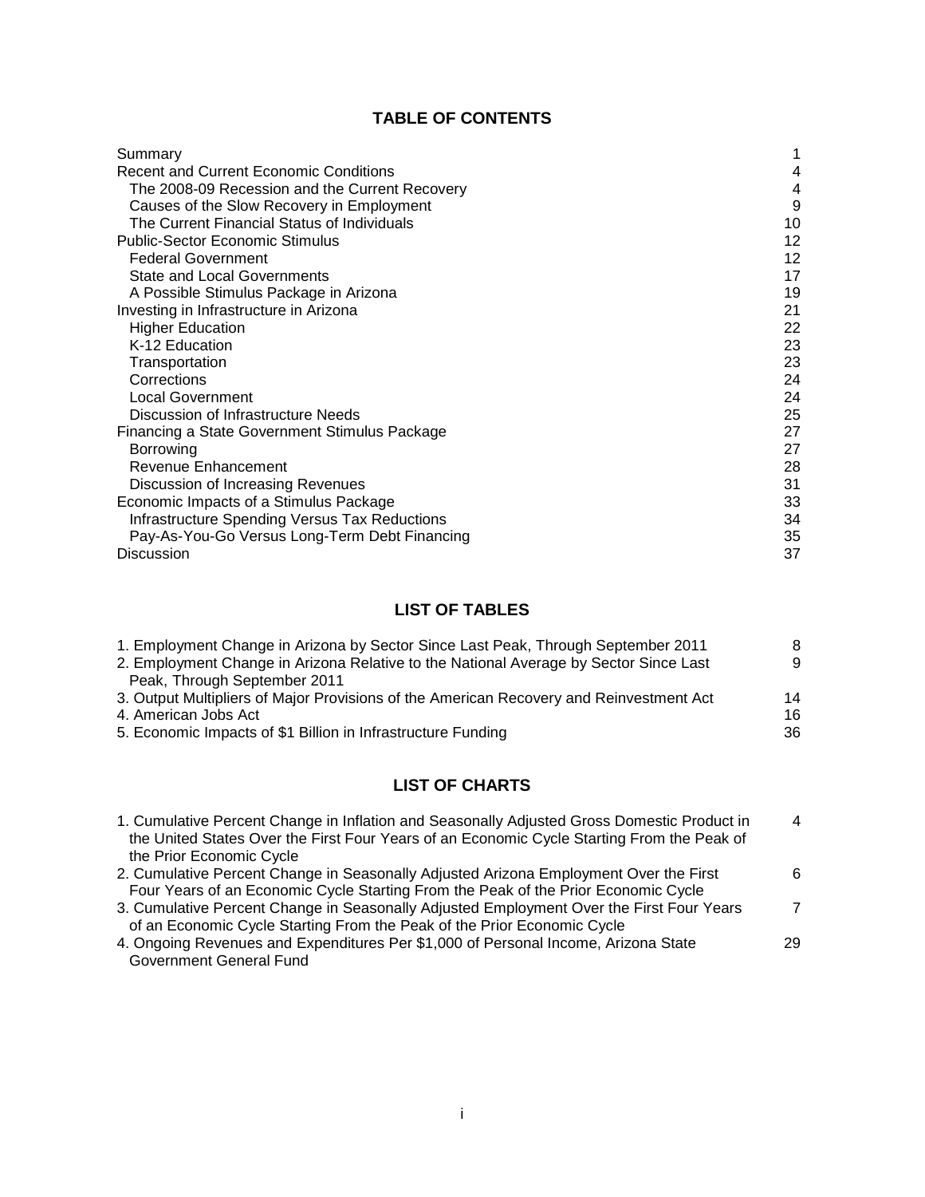## TABLE OF CONTENTS

| | |
|---|---|
| Summary | 1 |
| Recent and Current Economic Conditions | 4 |
| The 2008-09 Recession and the Current Recovery | 4 |
| Causes of the Slow Recovery in Employment | 9 |
| The Current Financial Status of Individuals | 10 |
| Public-Sector Economic Stimulus | 12 |
| Federal Government | 12 |
| State and Local Governments | 17 |
| A Possible Stimulus Package in Arizona | 19 |
| Investing in Infrastructure in Arizona | 21 |
| Higher Education | 22 |
| K-12 Education | 23 |
| Transportation | 23 |
| Corrections | 24 |
| Local Government | 24 |
| Discussion of Infrastructure Needs | 25 |
| Financing a State Government Stimulus Package | 27 |
| Borrowing | 27 |
| Revenue Enhancement | 28 |
| Discussion of Increasing Revenues | 31 |
| Economic Impacts of a Stimulus Package | 33 |
| Infrastructure Spending Versus Tax Reductions | 34 |
| Pay-As-You-Go Versus Long-Term Debt Financing | 35 |
| Discussion | 37 |

## LIST OF TABLES

| | |
|---|---|
| 1. Employment Change in Arizona by Sector Since Last Peak, Through September 2011 | 8 |
| 2. Employment Change in Arizona Relative to the National Average by Sector Since Last Peak, Through September 2011 | 9 |
| 3. Output Multipliers of Major Provisions of the American Recovery and Reinvestment Act | 14 |
| 4. American Jobs Act | 16 |
| 5. Economic Impacts of $1 Billion in Infrastructure Funding | 36 |

## LIST OF CHARTS

| | |
|---|---|
| 1. Cumulative Percent Change in Inflation and Seasonally Adjusted Gross Domestic Product in the United States Over the First Four Years of an Economic Cycle Starting From the Peak of the Prior Economic Cycle | 4 |
| 2. Cumulative Percent Change in Seasonally Adjusted Arizona Employment Over the First Four Years of an Economic Cycle Starting From the Peak of the Prior Economic Cycle | 6 |
| 3. Cumulative Percent Change in Seasonally Adjusted Employment Over the First Four Years of an Economic Cycle Starting From the Peak of the Prior Economic Cycle | 7 |
| 4. Ongoing Revenues and Expenditures Per $1,000 of Personal Income, Arizona State Government General Fund | 29 |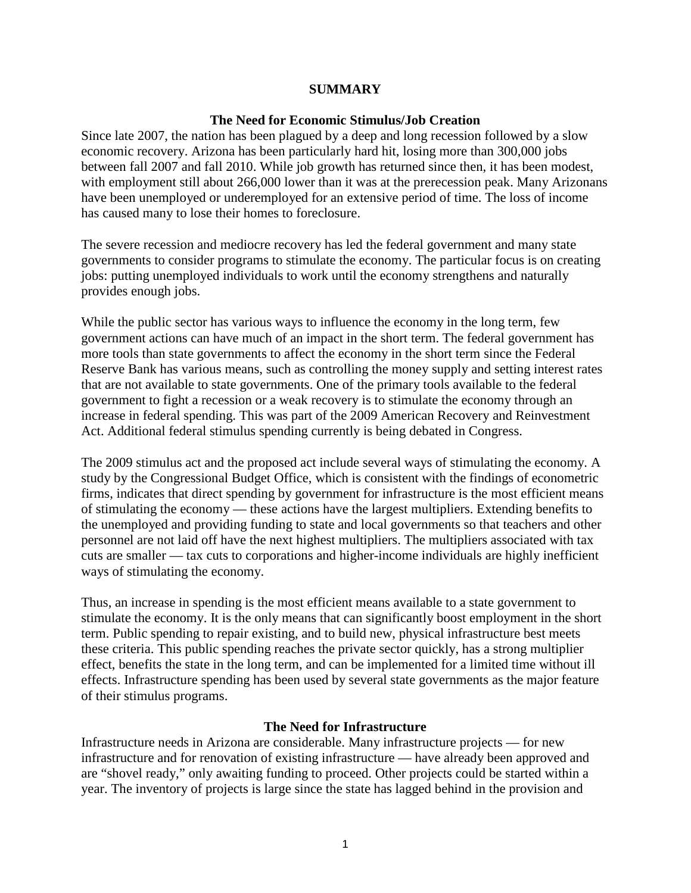# SUMMARY

## The Need for Economic Stimulus/Job Creation

Since late 2007, the nation has been plagued by a deep and long recession followed by a slow economic recovery. Arizona has been particularly hard hit, losing more than 300,000 jobs between fall 2007 and fall 2010. While job growth has returned since then, it has been modest, with employment still about 266,000 lower than it was at the prerecession peak. Many Arizonans have been unemployed or underemployed for an extensive period of time. The loss of income has caused many to lose their homes to foreclosure.

The severe recession and mediocre recovery has led the federal government and many state governments to consider programs to stimulate the economy. The particular focus is on creating jobs: putting unemployed individuals to work until the economy strengthens and naturally provides enough jobs.

While the public sector has various ways to influence the economy in the long term, few government actions can have much of an impact in the short term. The federal government has more tools than state governments to affect the economy in the short term since the Federal Reserve Bank has various means, such as controlling the money supply and setting interest rates that are not available to state governments. One of the primary tools available to the federal government to fight a recession or a weak recovery is to stimulate the economy through an increase in federal spending. This was part of the 2009 American Recovery and Reinvestment Act. Additional federal stimulus spending currently is being debated in Congress.

The 2009 stimulus act and the proposed act include several ways of stimulating the economy. A study by the Congressional Budget Office, which is consistent with the findings of econometric firms, indicates that direct spending by government for infrastructure is the most efficient means of stimulating the economy — these actions have the largest multipliers. Extending benefits to the unemployed and providing funding to state and local governments so that teachers and other personnel are not laid off have the next highest multipliers. The multipliers associated with tax cuts are smaller — tax cuts to corporations and higher-income individuals are highly inefficient ways of stimulating the economy.

Thus, an increase in spending is the most efficient means available to a state government to stimulate the economy. It is the only means that can significantly boost employment in the short term. Public spending to repair existing, and to build new, physical infrastructure best meets these criteria. This public spending reaches the private sector quickly, has a strong multiplier effect, benefits the state in the long term, and can be implemented for a limited time without ill effects. Infrastructure spending has been used by several state governments as the major feature of their stimulus programs.

## The Need for Infrastructure

Infrastructure needs in Arizona are considerable. Many infrastructure projects — for new infrastructure and for renovation of existing infrastructure — have already been approved and are "shovel ready," only awaiting funding to proceed. Other projects could be started within a year. The inventory of projects is large since the state has lagged behind in the provision and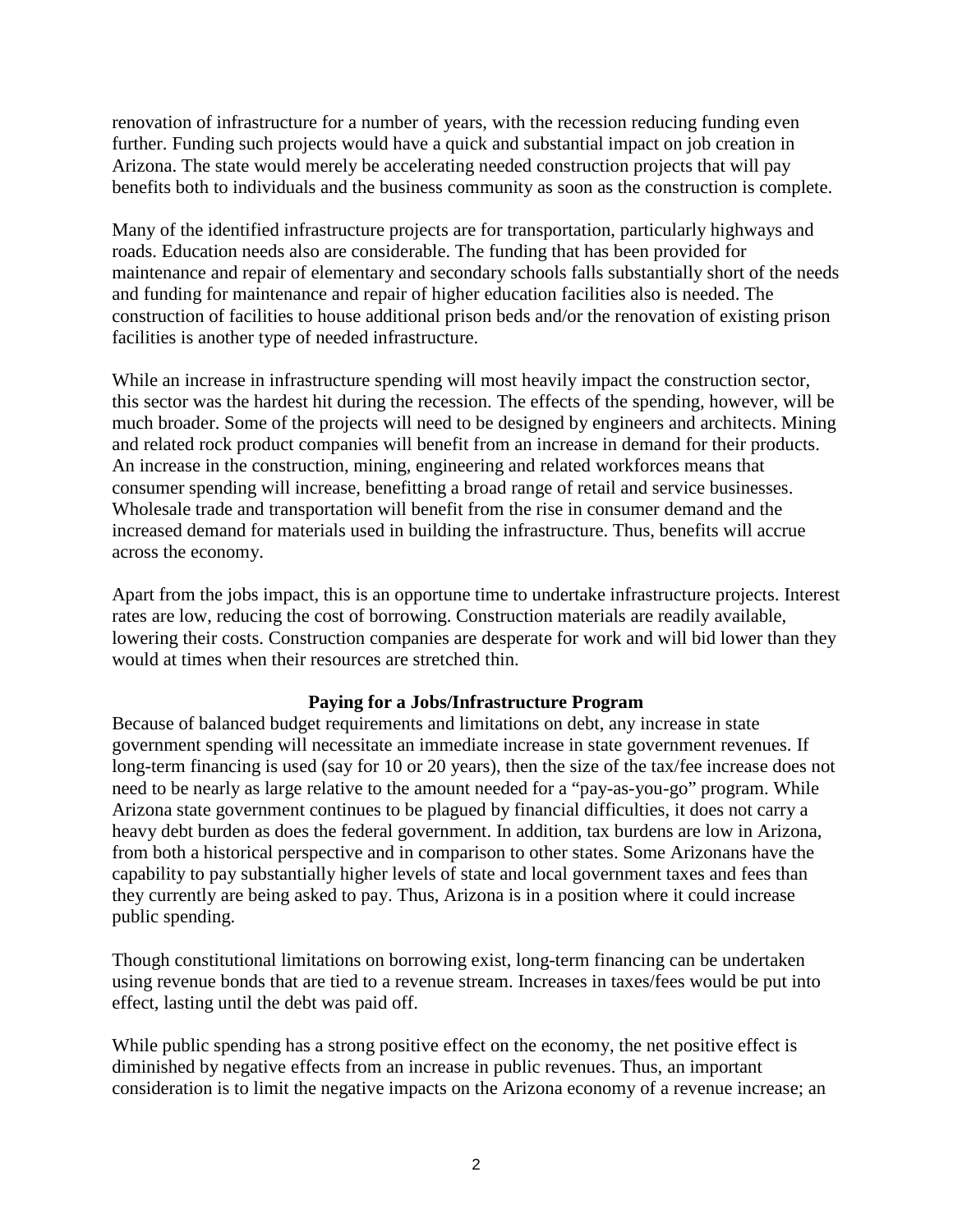renovation of infrastructure for a number of years, with the recession reducing funding even further. Funding such projects would have a quick and substantial impact on job creation in Arizona. The state would merely be accelerating needed construction projects that will pay benefits both to individuals and the business community as soon as the construction is complete.

Many of the identified infrastructure projects are for transportation, particularly highways and roads. Education needs also are considerable. The funding that has been provided for maintenance and repair of elementary and secondary schools falls substantially short of the needs and funding for maintenance and repair of higher education facilities also is needed. The construction of facilities to house additional prison beds and/or the renovation of existing prison facilities is another type of needed infrastructure.

While an increase in infrastructure spending will most heavily impact the construction sector, this sector was the hardest hit during the recession. The effects of the spending, however, will be much broader. Some of the projects will need to be designed by engineers and architects. Mining and related rock product companies will benefit from an increase in demand for their products. An increase in the construction, mining, engineering and related workforces means that consumer spending will increase, benefitting a broad range of retail and service businesses. Wholesale trade and transportation will benefit from the rise in consumer demand and the increased demand for materials used in building the infrastructure. Thus, benefits will accrue across the economy.

Apart from the jobs impact, this is an opportune time to undertake infrastructure projects. Interest rates are low, reducing the cost of borrowing. Construction materials are readily available, lowering their costs. Construction companies are desperate for work and will bid lower than they would at times when their resources are stretched thin.

## Paying for a Jobs/Infrastructure Program

Because of balanced budget requirements and limitations on debt, any increase in state government spending will necessitate an immediate increase in state government revenues. If long-term financing is used (say for 10 or 20 years), then the size of the tax/fee increase does not need to be nearly as large relative to the amount needed for a "pay-as-you-go" program. While Arizona state government continues to be plagued by financial difficulties, it does not carry a heavy debt burden as does the federal government. In addition, tax burdens are low in Arizona, from both a historical perspective and in comparison to other states. Some Arizonans have the capability to pay substantially higher levels of state and local government taxes and fees than they currently are being asked to pay. Thus, Arizona is in a position where it could increase public spending.

Though constitutional limitations on borrowing exist, long-term financing can be undertaken using revenue bonds that are tied to a revenue stream. Increases in taxes/fees would be put into effect, lasting until the debt was paid off.

While public spending has a strong positive effect on the economy, the net positive effect is diminished by negative effects from an increase in public revenues. Thus, an important consideration is to limit the negative impacts on the Arizona economy of a revenue increase; an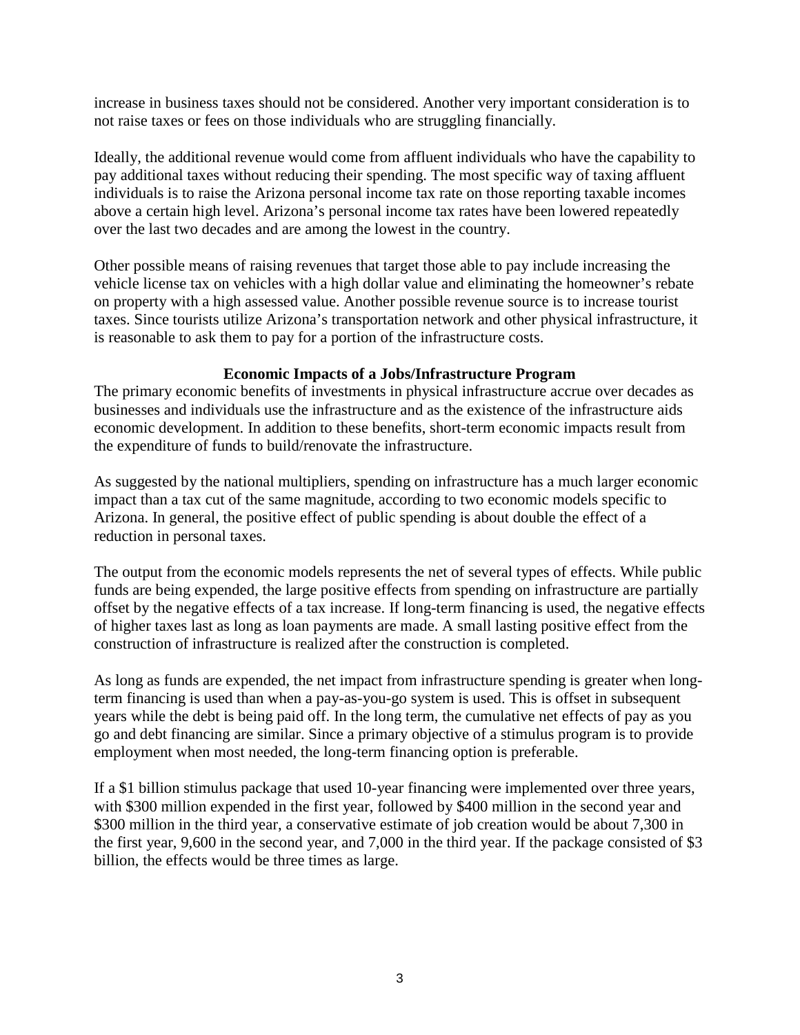increase in business taxes should not be considered. Another very important consideration is to not raise taxes or fees on those individuals who are struggling financially.

Ideally, the additional revenue would come from affluent individuals who have the capability to pay additional taxes without reducing their spending. The most specific way of taxing affluent individuals is to raise the Arizona personal income tax rate on those reporting taxable incomes above a certain high level. Arizona's personal income tax rates have been lowered repeatedly over the last two decades and are among the lowest in the country.

Other possible means of raising revenues that target those able to pay include increasing the vehicle license tax on vehicles with a high dollar value and eliminating the homeowner's rebate on property with a high assessed value. Another possible revenue source is to increase tourist taxes. Since tourists utilize Arizona's transportation network and other physical infrastructure, it is reasonable to ask them to pay for a portion of the infrastructure costs.

## Economic Impacts of a Jobs/Infrastructure Program

The primary economic benefits of investments in physical infrastructure accrue over decades as businesses and individuals use the infrastructure and as the existence of the infrastructure aids economic development. In addition to these benefits, short-term economic impacts result from the expenditure of funds to build/renovate the infrastructure.

As suggested by the national multipliers, spending on infrastructure has a much larger economic impact than a tax cut of the same magnitude, according to two economic models specific to Arizona. In general, the positive effect of public spending is about double the effect of a reduction in personal taxes.

The output from the economic models represents the net of several types of effects. While public funds are being expended, the large positive effects from spending on infrastructure are partially offset by the negative effects of a tax increase. If long-term financing is used, the negative effects of higher taxes last as long as loan payments are made. A small lasting positive effect from the construction of infrastructure is realized after the construction is completed.

As long as funds are expended, the net impact from infrastructure spending is greater when long-term financing is used than when a pay-as-you-go system is used. This is offset in subsequent years while the debt is being paid off. In the long term, the cumulative net effects of pay as you go and debt financing are similar. Since a primary objective of a stimulus program is to provide employment when most needed, the long-term financing option is preferable.

If a $1 billion stimulus package that used 10-year financing were implemented over three years, with $300 million expended in the first year, followed by $400 million in the second year and $300 million in the third year, a conservative estimate of job creation would be about 7,300 in the first year, 9,600 in the second year, and 7,000 in the third year. If the package consisted of $3 billion, the effects would be three times as large.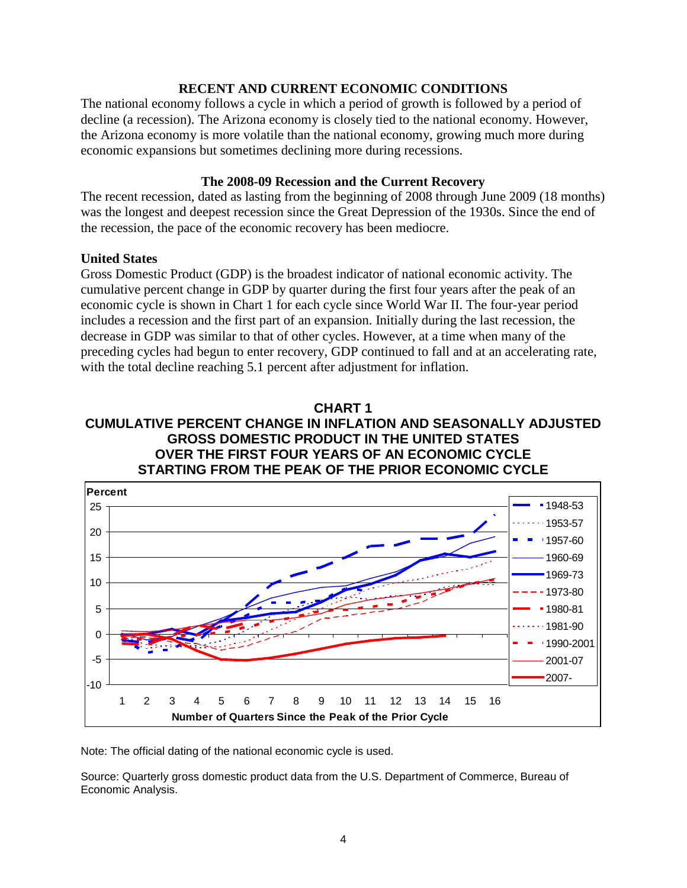## RECENT AND CURRENT ECONOMIC CONDITIONS

The national economy follows a cycle in which a period of growth is followed by a period of decline (a recession). The Arizona economy is closely tied to the national economy. However, the Arizona economy is more volatile than the national economy, growing much more during economic expansions but sometimes declining more during recessions.

### The 2008-09 Recession and the Current Recovery

The recent recession, dated as lasting from the beginning of 2008 through June 2009 (18 months) was the longest and deepest recession since the Great Depression of the 1930s. Since the end of the recession, the pace of the economic recovery has been mediocre.

#### United States

Gross Domestic Product (GDP) is the broadest indicator of national economic activity. The cumulative percent change in GDP by quarter during the first four years after the peak of an economic cycle is shown in Chart 1 for each cycle since World War II. The four-year period includes a recession and the first part of an expansion. Initially during the last recession, the decrease in GDP was similar to that of other cycles. However, at a time when many of the preceding cycles had begun to enter recovery, GDP continued to fall and at an accelerating rate, with the total decline reaching 5.1 percent after adjustment for inflation.

**CHART 1**
**CUMULATIVE PERCENT CHANGE IN INFLATION AND SEASONALLY ADJUSTED GROSS DOMESTIC PRODUCT IN THE UNITED STATES OVER THE FIRST FOUR YEARS OF AN ECONOMIC CYCLE STARTING FROM THE PEAK OF THE PRIOR ECONOMIC CYCLE**

Note: The official dating of the national economic cycle is used.

Source: Quarterly gross domestic product data from the U.S. Department of Commerce, Bureau of Economic Analysis.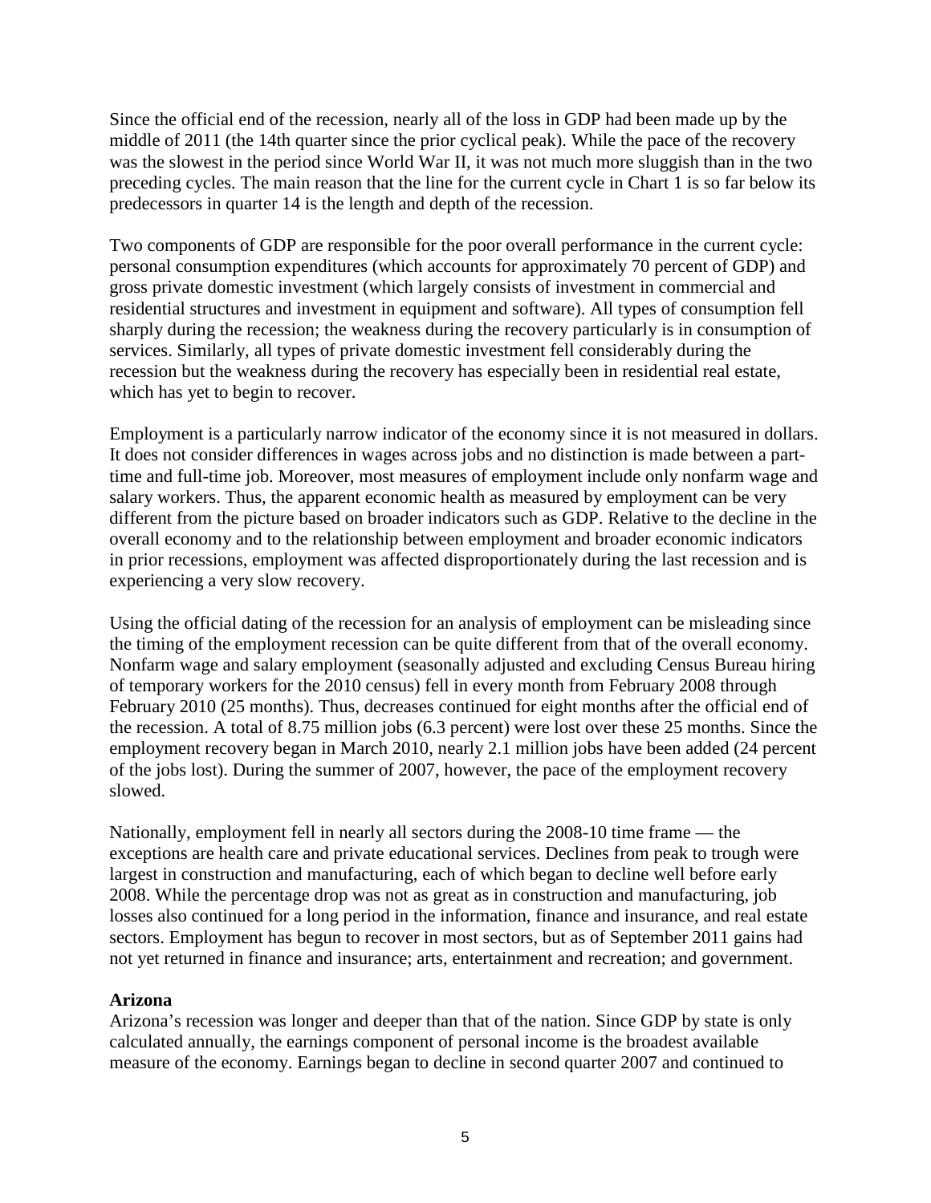Since the official end of the recession, nearly all of the loss in GDP had been made up by the middle of 2011 (the 14th quarter since the prior cyclical peak). While the pace of the recovery was the slowest in the period since World War II, it was not much more sluggish than in the two preceding cycles. The main reason that the line for the current cycle in Chart 1 is so far below its predecessors in quarter 14 is the length and depth of the recession.

Two components of GDP are responsible for the poor overall performance in the current cycle: personal consumption expenditures (which accounts for approximately 70 percent of GDP) and gross private domestic investment (which largely consists of investment in commercial and residential structures and investment in equipment and software). All types of consumption fell sharply during the recession; the weakness during the recovery particularly is in consumption of services. Similarly, all types of private domestic investment fell considerably during the recession but the weakness during the recovery has especially been in residential real estate, which has yet to begin to recover.

Employment is a particularly narrow indicator of the economy since it is not measured in dollars. It does not consider differences in wages across jobs and no distinction is made between a part-time and full-time job. Moreover, most measures of employment include only nonfarm wage and salary workers. Thus, the apparent economic health as measured by employment can be very different from the picture based on broader indicators such as GDP. Relative to the decline in the overall economy and to the relationship between employment and broader economic indicators in prior recessions, employment was affected disproportionately during the last recession and is experiencing a very slow recovery.

Using the official dating of the recession for an analysis of employment can be misleading since the timing of the employment recession can be quite different from that of the overall economy. Nonfarm wage and salary employment (seasonally adjusted and excluding Census Bureau hiring of temporary workers for the 2010 census) fell in every month from February 2008 through February 2010 (25 months). Thus, decreases continued for eight months after the official end of the recession. A total of 8.75 million jobs (6.3 percent) were lost over these 25 months. Since the employment recovery began in March 2010, nearly 2.1 million jobs have been added (24 percent of the jobs lost). During the summer of 2007, however, the pace of the employment recovery slowed.

Nationally, employment fell in nearly all sectors during the 2008-10 time frame — the exceptions are health care and private educational services. Declines from peak to trough were largest in construction and manufacturing, each of which began to decline well before early 2008. While the percentage drop was not as great as in construction and manufacturing, job losses also continued for a long period in the information, finance and insurance, and real estate sectors. Employment has begun to recover in most sectors, but as of September 2011 gains had not yet returned in finance and insurance; arts, entertainment and recreation; and government.

**Arizona**

Arizona's recession was longer and deeper than that of the nation. Since GDP by state is only calculated annually, the earnings component of personal income is the broadest available measure of the economy. Earnings began to decline in second quarter 2007 and continued to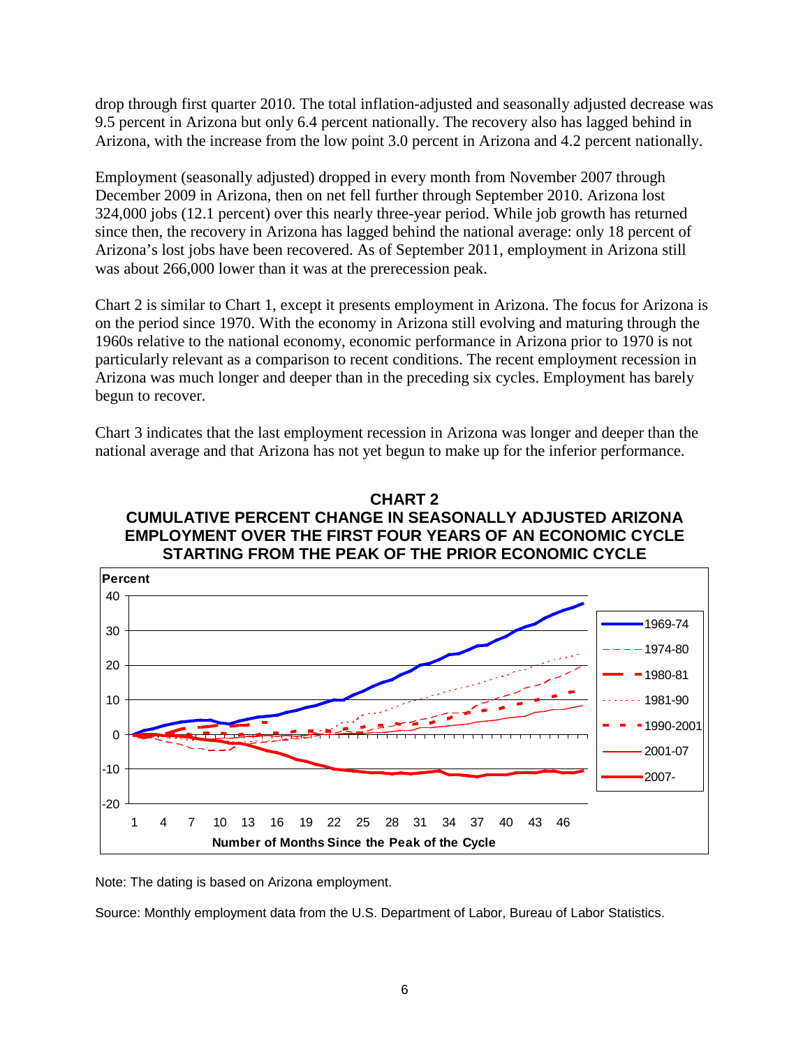drop through first quarter 2010. The total inflation-adjusted and seasonally adjusted decrease was 9.5 percent in Arizona but only 6.4 percent nationally. The recovery also has lagged behind in Arizona, with the increase from the low point 3.0 percent in Arizona and 4.2 percent nationally.

Employment (seasonally adjusted) dropped in every month from November 2007 through December 2009 in Arizona, then on net fell further through September 2010. Arizona lost 324,000 jobs (12.1 percent) over this nearly three-year period. While job growth has returned since then, the recovery in Arizona has lagged behind the national average: only 18 percent of Arizona's lost jobs have been recovered. As of September 2011, employment in Arizona still was about 266,000 lower than it was at the prerecession peak.

Chart 2 is similar to Chart 1, except it presents employment in Arizona. The focus for Arizona is on the period since 1970. With the economy in Arizona still evolving and maturing through the 1960s relative to the national economy, economic performance in Arizona prior to 1970 is not particularly relevant as a comparison to recent conditions. The recent employment recession in Arizona was much longer and deeper than in the preceding six cycles. Employment has barely begun to recover.

Chart 3 indicates that the last employment recession in Arizona was longer and deeper than the national average and that Arizona has not yet begun to make up for the inferior performance.

**CHART 2**
**CUMULATIVE PERCENT CHANGE IN SEASONALLY ADJUSTED ARIZONA EMPLOYMENT OVER THE FIRST FOUR YEARS OF AN ECONOMIC CYCLE STARTING FROM THE PEAK OF THE PRIOR ECONOMIC CYCLE**

Note: The dating is based on Arizona employment.

Source: Monthly employment data from the U.S. Department of Labor, Bureau of Labor Statistics.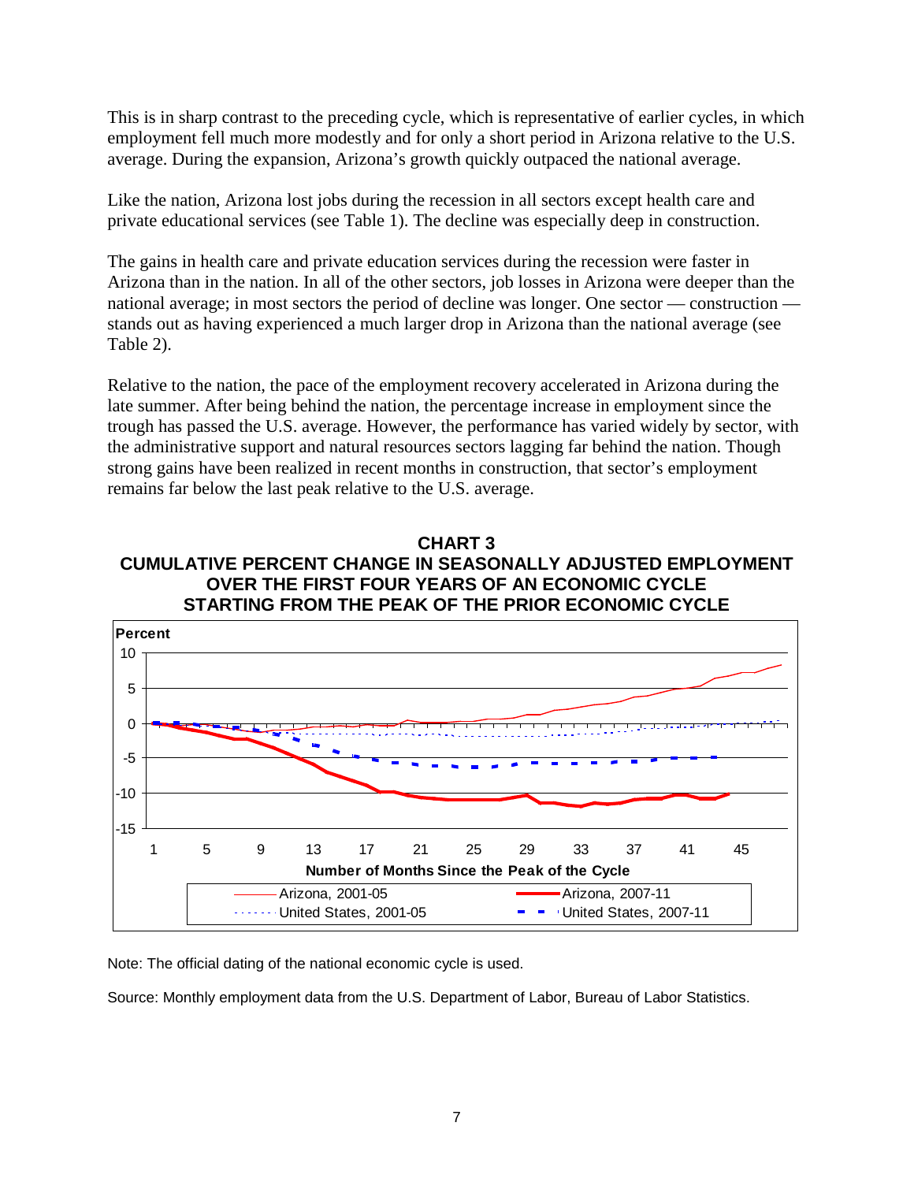This is in sharp contrast to the preceding cycle, which is representative of earlier cycles, in which employment fell much more modestly and for only a short period in Arizona relative to the U.S. average. During the expansion, Arizona's growth quickly outpaced the national average.

Like the nation, Arizona lost jobs during the recession in all sectors except health care and private educational services (see Table 1). The decline was especially deep in construction.

The gains in health care and private education services during the recession were faster in Arizona than in the nation. In all of the other sectors, job losses in Arizona were deeper than the national average; in most sectors the period of decline was longer. One sector — construction — stands out as having experienced a much larger drop in Arizona than the national average (see Table 2).

Relative to the nation, the pace of the employment recovery accelerated in Arizona during the late summer. After being behind the nation, the percentage increase in employment since the trough has passed the U.S. average. However, the performance has varied widely by sector, with the administrative support and natural resources sectors lagging far behind the nation. Though strong gains have been realized in recent months in construction, that sector's employment remains far below the last peak relative to the U.S. average.

**CHART 3**
**CUMULATIVE PERCENT CHANGE IN SEASONALLY ADJUSTED EMPLOYMENT OVER THE FIRST FOUR YEARS OF AN ECONOMIC CYCLE STARTING FROM THE PEAK OF THE PRIOR ECONOMIC CYCLE**

Note: The official dating of the national economic cycle is used.

Source: Monthly employment data from the U.S. Department of Labor, Bureau of Labor Statistics.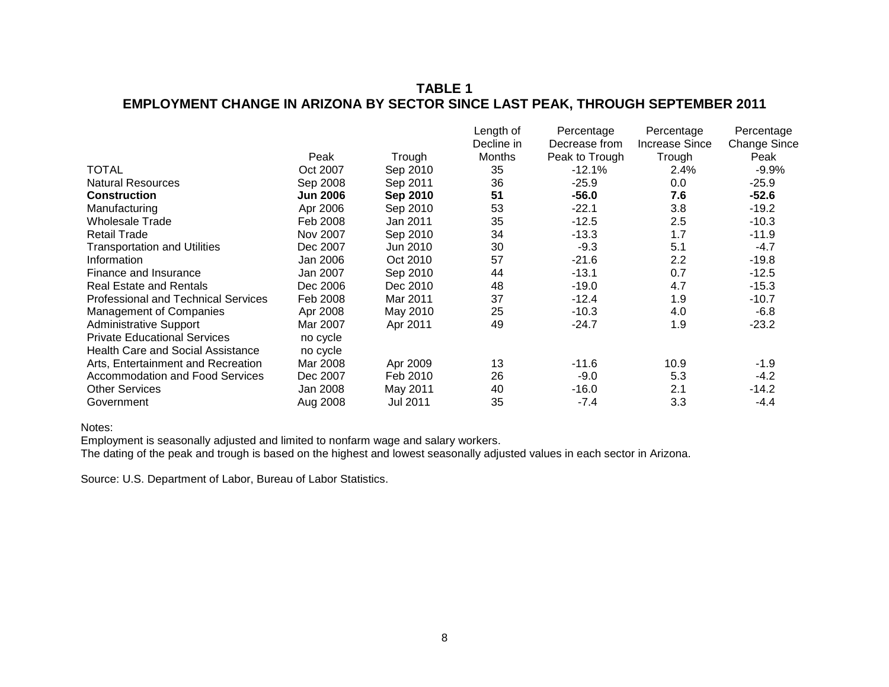## TABLE 1
## EMPLOYMENT CHANGE IN ARIZONA BY SECTOR SINCE LAST PEAK, THROUGH SEPTEMBER 2011

| | Peak | Trough | Length of Decline in Months | Percentage Decrease from Peak to Trough | Percentage Increase Since Trough | Percentage Change Since Peak |
|---|---|---|---|---|---|---|
| TOTAL | Oct 2007 | Sep 2010 | 35 | -12.1% | 2.4% | -9.9% |
| Natural Resources | Sep 2008 | Sep 2011 | 36 | -25.9 | 0.0 | -25.9 |
| **Construction** | **Jun 2006** | **Sep 2010** | **51** | **-56.0** | **7.6** | **-52.6** |
| Manufacturing | Apr 2006 | Sep 2010 | 53 | -22.1 | 3.8 | -19.2 |
| Wholesale Trade | Feb 2008 | Jan 2011 | 35 | -12.5 | 2.5 | -10.3 |
| Retail Trade | Nov 2007 | Sep 2010 | 34 | -13.3 | 1.7 | -11.9 |
| Transportation and Utilities | Dec 2007 | Jun 2010 | 30 | -9.3 | 5.1 | -4.7 |
| Information | Jan 2006 | Oct 2010 | 57 | -21.6 | 2.2 | -19.8 |
| Finance and Insurance | Jan 2007 | Sep 2010 | 44 | -13.1 | 0.7 | -12.5 |
| Real Estate and Rentals | Dec 2006 | Dec 2010 | 48 | -19.0 | 4.7 | -15.3 |
| Professional and Technical Services | Feb 2008 | Mar 2011 | 37 | -12.4 | 1.9 | -10.7 |
| Management of Companies | Apr 2008 | May 2010 | 25 | -10.3 | 4.0 | -6.8 |
| Administrative Support | Mar 2007 | Apr 2011 | 49 | -24.7 | 1.9 | -23.2 |
| Private Educational Services | no cycle | | | | | |
| Health Care and Social Assistance | no cycle | | | | | |
| Arts, Entertainment and Recreation | Mar 2008 | Apr 2009 | 13 | -11.6 | 10.9 | -1.9 |
| Accommodation and Food Services | Dec 2007 | Feb 2010 | 26 | -9.0 | 5.3 | -4.2 |
| Other Services | Jan 2008 | May 2011 | 40 | -16.0 | 2.1 | -14.2 |
| Government | Aug 2008 | Jul 2011 | 35 | -7.4 | 3.3 | -4.4 |

Notes:
Employment is seasonally adjusted and limited to nonfarm wage and salary workers.
The dating of the peak and trough is based on the highest and lowest seasonally adjusted values in each sector in Arizona.

Source: U.S. Department of Labor, Bureau of Labor Statistics.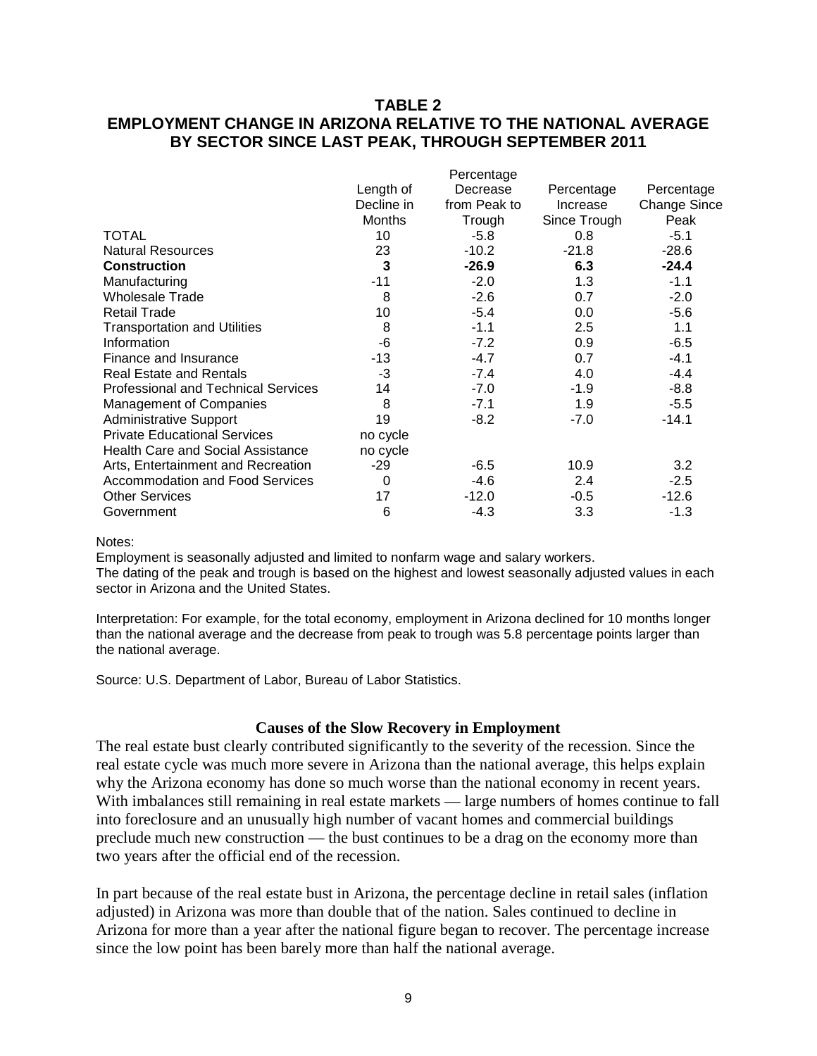## TABLE 2
## EMPLOYMENT CHANGE IN ARIZONA RELATIVE TO THE NATIONAL AVERAGE BY SECTOR SINCE LAST PEAK, THROUGH SEPTEMBER 2011

| | Length of Decline in Months | Percentage Decrease from Peak to Trough | Percentage Increase Since Trough | Percentage Change Since Peak |
|---|---|---|---|---|
| TOTAL | 10 | -5.8 | 0.8 | -5.1 |
| Natural Resources | 23 | -10.2 | -21.8 | -28.6 |
| **Construction** | **3** | **-26.9** | **6.3** | **-24.4** |
| Manufacturing | -11 | -2.0 | 1.3 | -1.1 |
| Wholesale Trade | 8 | -2.6 | 0.7 | -2.0 |
| Retail Trade | 10 | -5.4 | 0.0 | -5.6 |
| Transportation and Utilities | 8 | -1.1 | 2.5 | 1.1 |
| Information | -6 | -7.2 | 0.9 | -6.5 |
| Finance and Insurance | -13 | -4.7 | 0.7 | -4.1 |
| Real Estate and Rentals | -3 | -7.4 | 4.0 | -4.4 |
| Professional and Technical Services | 14 | -7.0 | -1.9 | -8.8 |
| Management of Companies | 8 | -7.1 | 1.9 | -5.5 |
| Administrative Support | 19 | -8.2 | -7.0 | -14.1 |
| Private Educational Services | no cycle | | | |
| Health Care and Social Assistance | no cycle | | | |
| Arts, Entertainment and Recreation | -29 | -6.5 | 10.9 | 3.2 |
| Accommodation and Food Services | 0 | -4.6 | 2.4 | -2.5 |
| Other Services | 17 | -12.0 | -0.5 | -12.6 |
| Government | 6 | -4.3 | 3.3 | -1.3 |

Notes:
Employment is seasonally adjusted and limited to nonfarm wage and salary workers.
The dating of the peak and trough is based on the highest and lowest seasonally adjusted values in each sector in Arizona and the United States.

Interpretation: For example, for the total economy, employment in Arizona declined for 10 months longer than the national average and the decrease from peak to trough was 5.8 percentage points larger than the national average.

Source: U.S. Department of Labor, Bureau of Labor Statistics.

### Causes of the Slow Recovery in Employment

The real estate bust clearly contributed significantly to the severity of the recession. Since the real estate cycle was much more severe in Arizona than the national average, this helps explain why the Arizona economy has done so much worse than the national economy in recent years. With imbalances still remaining in real estate markets — large numbers of homes continue to fall into foreclosure and an unusually high number of vacant homes and commercial buildings preclude much new construction — the bust continues to be a drag on the economy more than two years after the official end of the recession.

In part because of the real estate bust in Arizona, the percentage decline in retail sales (inflation adjusted) in Arizona was more than double that of the nation. Sales continued to decline in Arizona for more than a year after the national figure began to recover. The percentage increase since the low point has been barely more than half the national average.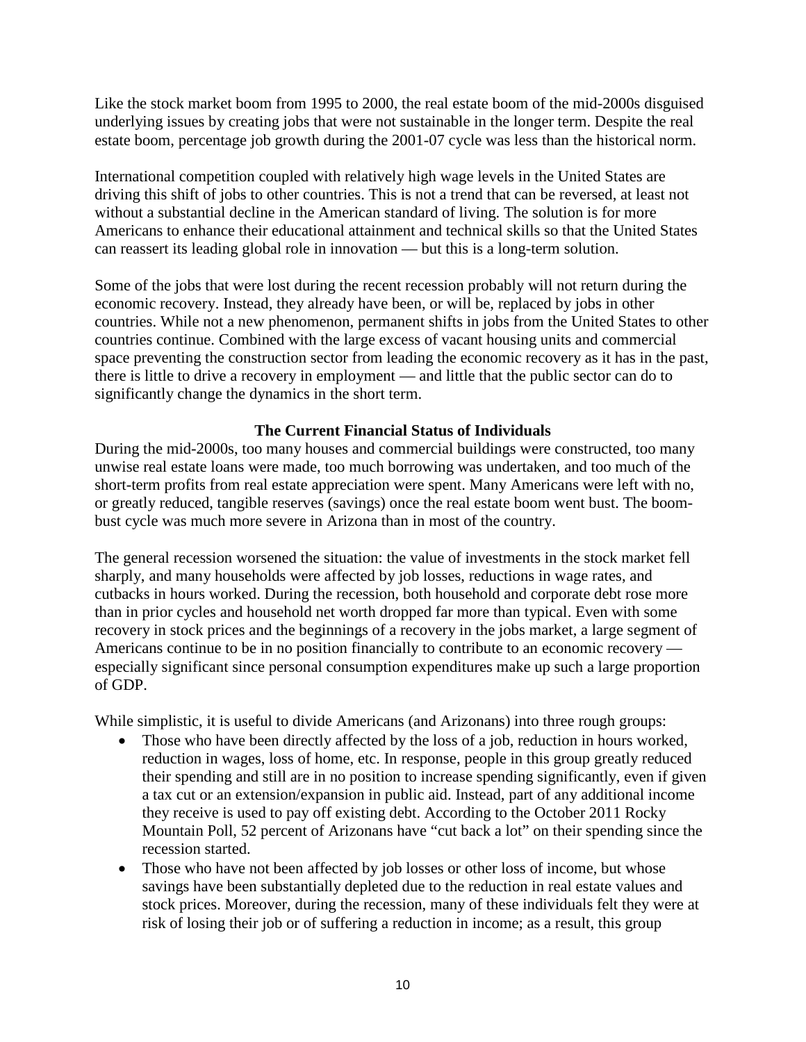Like the stock market boom from 1995 to 2000, the real estate boom of the mid-2000s disguised underlying issues by creating jobs that were not sustainable in the longer term. Despite the real estate boom, percentage job growth during the 2001-07 cycle was less than the historical norm.

International competition coupled with relatively high wage levels in the United States are driving this shift of jobs to other countries. This is not a trend that can be reversed, at least not without a substantial decline in the American standard of living. The solution is for more Americans to enhance their educational attainment and technical skills so that the United States can reassert its leading global role in innovation — but this is a long-term solution.

Some of the jobs that were lost during the recent recession probably will not return during the economic recovery. Instead, they already have been, or will be, replaced by jobs in other countries. While not a new phenomenon, permanent shifts in jobs from the United States to other countries continue. Combined with the large excess of vacant housing units and commercial space preventing the construction sector from leading the economic recovery as it has in the past, there is little to drive a recovery in employment — and little that the public sector can do to significantly change the dynamics in the short term.

## The Current Financial Status of Individuals

During the mid-2000s, too many houses and commercial buildings were constructed, too many unwise real estate loans were made, too much borrowing was undertaken, and too much of the short-term profits from real estate appreciation were spent. Many Americans were left with no, or greatly reduced, tangible reserves (savings) once the real estate boom went bust. The boom-bust cycle was much more severe in Arizona than in most of the country.

The general recession worsened the situation: the value of investments in the stock market fell sharply, and many households were affected by job losses, reductions in wage rates, and cutbacks in hours worked. During the recession, both household and corporate debt rose more than in prior cycles and household net worth dropped far more than typical. Even with some recovery in stock prices and the beginnings of a recovery in the jobs market, a large segment of Americans continue to be in no position financially to contribute to an economic recovery — especially significant since personal consumption expenditures make up such a large proportion of GDP.

While simplistic, it is useful to divide Americans (and Arizonans) into three rough groups:

- Those who have been directly affected by the loss of a job, reduction in hours worked, reduction in wages, loss of home, etc. In response, people in this group greatly reduced their spending and still are in no position to increase spending significantly, even if given a tax cut or an extension/expansion in public aid. Instead, part of any additional income they receive is used to pay off existing debt. According to the October 2011 Rocky Mountain Poll, 52 percent of Arizonans have "cut back a lot" on their spending since the recession started.
- Those who have not been affected by job losses or other loss of income, but whose savings have been substantially depleted due to the reduction in real estate values and stock prices. Moreover, during the recession, many of these individuals felt they were at risk of losing their job or of suffering a reduction in income; as a result, this group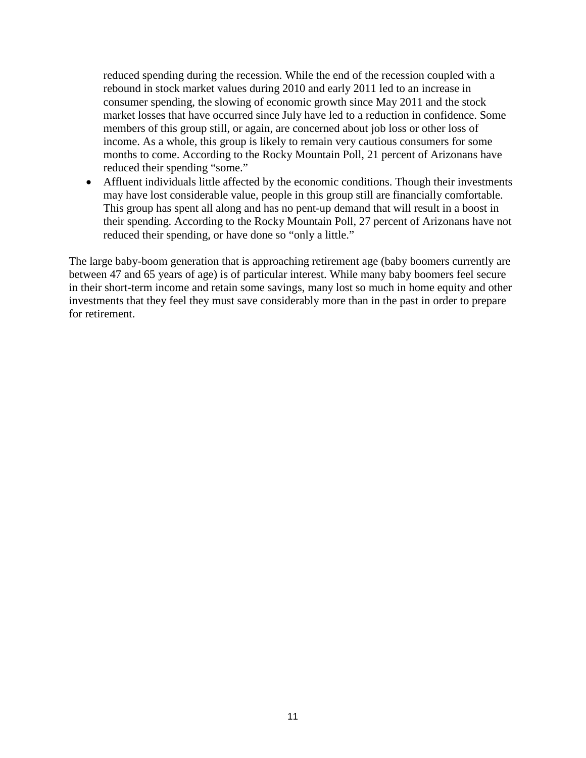reduced spending during the recession. While the end of the recession coupled with a rebound in stock market values during 2010 and early 2011 led to an increase in consumer spending, the slowing of economic growth since May 2011 and the stock market losses that have occurred since July have led to a reduction in confidence. Some members of this group still, or again, are concerned about job loss or other loss of income. As a whole, this group is likely to remain very cautious consumers for some months to come. According to the Rocky Mountain Poll, 21 percent of Arizonans have reduced their spending "some."

- Affluent individuals little affected by the economic conditions. Though their investments may have lost considerable value, people in this group still are financially comfortable. This group has spent all along and has no pent-up demand that will result in a boost in their spending. According to the Rocky Mountain Poll, 27 percent of Arizonans have not reduced their spending, or have done so "only a little."

The large baby-boom generation that is approaching retirement age (baby boomers currently are between 47 and 65 years of age) is of particular interest. While many baby boomers feel secure in their short-term income and retain some savings, many lost so much in home equity and other investments that they feel they must save considerably more than in the past in order to prepare for retirement.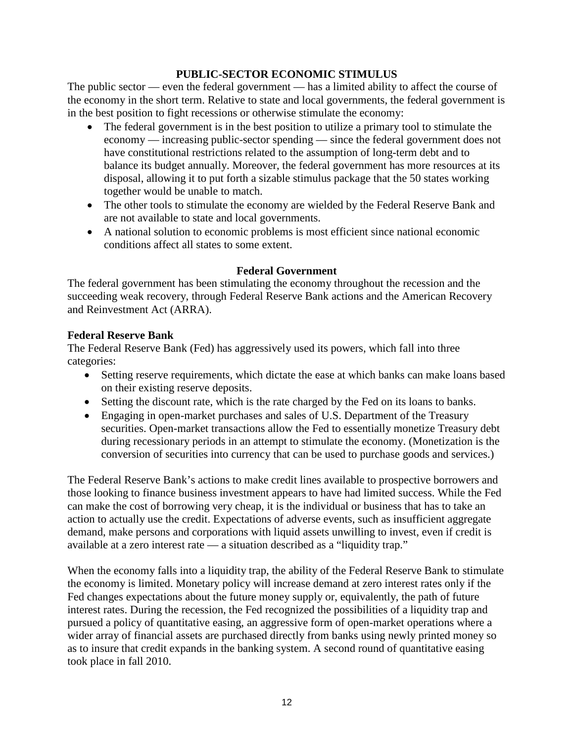## PUBLIC-SECTOR ECONOMIC STIMULUS

The public sector — even the federal government — has a limited ability to affect the course of the economy in the short term. Relative to state and local governments, the federal government is in the best position to fight recessions or otherwise stimulate the economy:

- The federal government is in the best position to utilize a primary tool to stimulate the economy — increasing public-sector spending — since the federal government does not have constitutional restrictions related to the assumption of long-term debt and to balance its budget annually. Moreover, the federal government has more resources at its disposal, allowing it to put forth a sizable stimulus package that the 50 states working together would be unable to match.
- The other tools to stimulate the economy are wielded by the Federal Reserve Bank and are not available to state and local governments.
- A national solution to economic problems is most efficient since national economic conditions affect all states to some extent.

### Federal Government

The federal government has been stimulating the economy throughout the recession and the succeeding weak recovery, through Federal Reserve Bank actions and the American Recovery and Reinvestment Act (ARRA).

**Federal Reserve Bank**

The Federal Reserve Bank (Fed) has aggressively used its powers, which fall into three categories:

- Setting reserve requirements, which dictate the ease at which banks can make loans based on their existing reserve deposits.
- Setting the discount rate, which is the rate charged by the Fed on its loans to banks.
- Engaging in open-market purchases and sales of U.S. Department of the Treasury securities. Open-market transactions allow the Fed to essentially monetize Treasury debt during recessionary periods in an attempt to stimulate the economy. (Monetization is the conversion of securities into currency that can be used to purchase goods and services.)

The Federal Reserve Bank's actions to make credit lines available to prospective borrowers and those looking to finance business investment appears to have had limited success. While the Fed can make the cost of borrowing very cheap, it is the individual or business that has to take an action to actually use the credit. Expectations of adverse events, such as insufficient aggregate demand, make persons and corporations with liquid assets unwilling to invest, even if credit is available at a zero interest rate — a situation described as a "liquidity trap."

When the economy falls into a liquidity trap, the ability of the Federal Reserve Bank to stimulate the economy is limited. Monetary policy will increase demand at zero interest rates only if the Fed changes expectations about the future money supply or, equivalently, the path of future interest rates. During the recession, the Fed recognized the possibilities of a liquidity trap and pursued a policy of quantitative easing, an aggressive form of open-market operations where a wider array of financial assets are purchased directly from banks using newly printed money so as to insure that credit expands in the banking system. A second round of quantitative easing took place in fall 2010.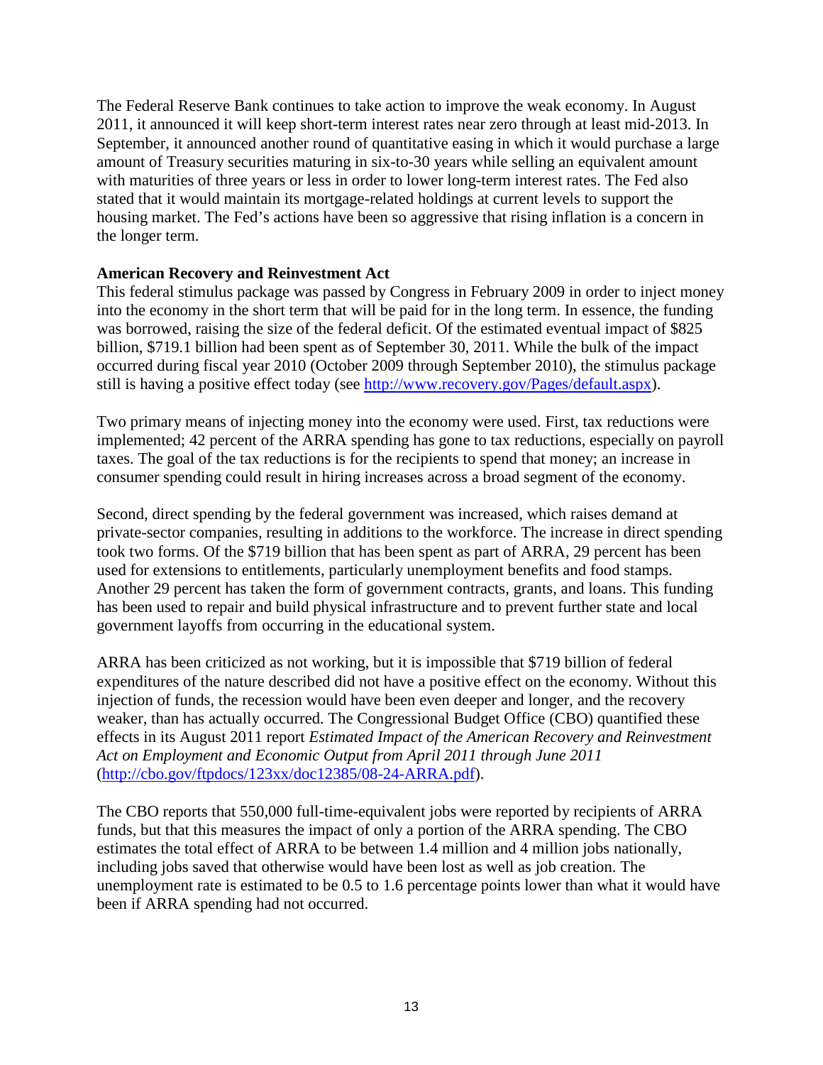The Federal Reserve Bank continues to take action to improve the weak economy. In August 2011, it announced it will keep short-term interest rates near zero through at least mid-2013. In September, it announced another round of quantitative easing in which it would purchase a large amount of Treasury securities maturing in six-to-30 years while selling an equivalent amount with maturities of three years or less in order to lower long-term interest rates. The Fed also stated that it would maintain its mortgage-related holdings at current levels to support the housing market. The Fed's actions have been so aggressive that rising inflation is a concern in the longer term.

**American Recovery and Reinvestment Act**

This federal stimulus package was passed by Congress in February 2009 in order to inject money into the economy in the short term that will be paid for in the long term. In essence, the funding was borrowed, raising the size of the federal deficit. Of the estimated eventual impact of $825 billion, $719.1 billion had been spent as of September 30, 2011. While the bulk of the impact occurred during fiscal year 2010 (October 2009 through September 2010), the stimulus package still is having a positive effect today (see [http://www.recovery.gov/Pages/default.aspx](http://www.recovery.gov/Pages/default.aspx)).

Two primary means of injecting money into the economy were used. First, tax reductions were implemented; 42 percent of the ARRA spending has gone to tax reductions, especially on payroll taxes. The goal of the tax reductions is for the recipients to spend that money; an increase in consumer spending could result in hiring increases across a broad segment of the economy.

Second, direct spending by the federal government was increased, which raises demand at private-sector companies, resulting in additions to the workforce. The increase in direct spending took two forms. Of the $719 billion that has been spent as part of ARRA, 29 percent has been used for extensions to entitlements, particularly unemployment benefits and food stamps. Another 29 percent has taken the form of government contracts, grants, and loans. This funding has been used to repair and build physical infrastructure and to prevent further state and local government layoffs from occurring in the educational system.

ARRA has been criticized as not working, but it is impossible that $719 billion of federal expenditures of the nature described did not have a positive effect on the economy. Without this injection of funds, the recession would have been even deeper and longer, and the recovery weaker, than has actually occurred. The Congressional Budget Office (CBO) quantified these effects in its August 2011 report *Estimated Impact of the American Recovery and Reinvestment Act on Employment and Economic Output from April 2011 through June 2011* ([http://cbo.gov/ftpdocs/123xx/doc12385/08-24-ARRA.pdf](http://cbo.gov/ftpdocs/123xx/doc12385/08-24-ARRA.pdf)).

The CBO reports that 550,000 full-time-equivalent jobs were reported by recipients of ARRA funds, but that this measures the impact of only a portion of the ARRA spending. The CBO estimates the total effect of ARRA to be between 1.4 million and 4 million jobs nationally, including jobs saved that otherwise would have been lost as well as job creation. The unemployment rate is estimated to be 0.5 to 1.6 percentage points lower than what it would have been if ARRA spending had not occurred.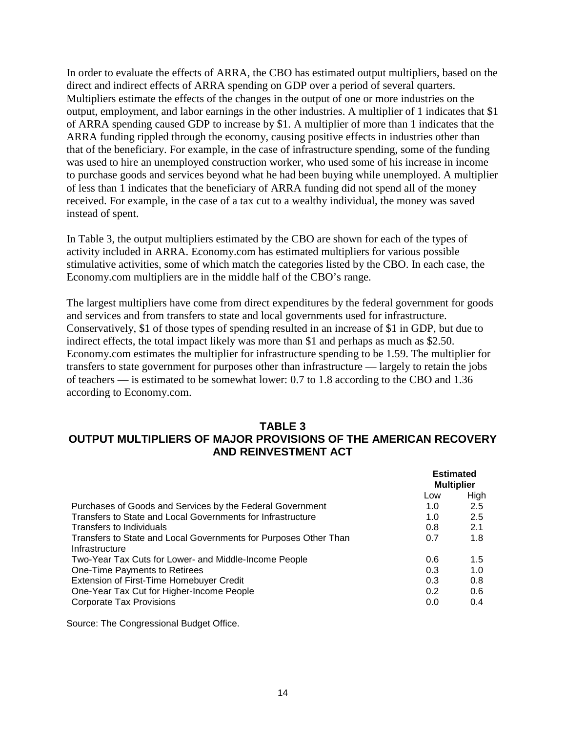In order to evaluate the effects of ARRA, the CBO has estimated output multipliers, based on the direct and indirect effects of ARRA spending on GDP over a period of several quarters. Multipliers estimate the effects of the changes in the output of one or more industries on the output, employment, and labor earnings in the other industries. A multiplier of 1 indicates that $1 of ARRA spending caused GDP to increase by $1. A multiplier of more than 1 indicates that the ARRA funding rippled through the economy, causing positive effects in industries other than that of the beneficiary. For example, in the case of infrastructure spending, some of the funding was used to hire an unemployed construction worker, who used some of his increase in income to purchase goods and services beyond what he had been buying while unemployed. A multiplier of less than 1 indicates that the beneficiary of ARRA funding did not spend all of the money received. For example, in the case of a tax cut to a wealthy individual, the money was saved instead of spent.

In Table 3, the output multipliers estimated by the CBO are shown for each of the types of activity included in ARRA. Economy.com has estimated multipliers for various possible stimulative activities, some of which match the categories listed by the CBO. In each case, the Economy.com multipliers are in the middle half of the CBO's range.

The largest multipliers have come from direct expenditures by the federal government for goods and services and from transfers to state and local governments used for infrastructure. Conservatively, $1 of those types of spending resulted in an increase of $1 in GDP, but due to indirect effects, the total impact likely was more than $1 and perhaps as much as $2.50. Economy.com estimates the multiplier for infrastructure spending to be 1.59. The multiplier for transfers to state government for purposes other than infrastructure — largely to retain the jobs of teachers — is estimated to be somewhat lower: 0.7 to 1.8 according to the CBO and 1.36 according to Economy.com.

**TABLE 3**
**OUTPUT MULTIPLIERS OF MAJOR PROVISIONS OF THE AMERICAN RECOVERY AND REINVESTMENT ACT**

| | Estimated Multiplier | |
|---|---|---|
| | Low | High |
| Purchases of Goods and Services by the Federal Government | 1.0 | 2.5 |
| Transfers to State and Local Governments for Infrastructure | 1.0 | 2.5 |
| Transfers to Individuals | 0.8 | 2.1 |
| Transfers to State and Local Governments for Purposes Other Than Infrastructure | 0.7 | 1.8 |
| Two-Year Tax Cuts for Lower- and Middle-Income People | 0.6 | 1.5 |
| One-Time Payments to Retirees | 0.3 | 1.0 |
| Extension of First-Time Homebuyer Credit | 0.3 | 0.8 |
| One-Year Tax Cut for Higher-Income People | 0.2 | 0.6 |
| Corporate Tax Provisions | 0.0 | 0.4 |

Source: The Congressional Budget Office.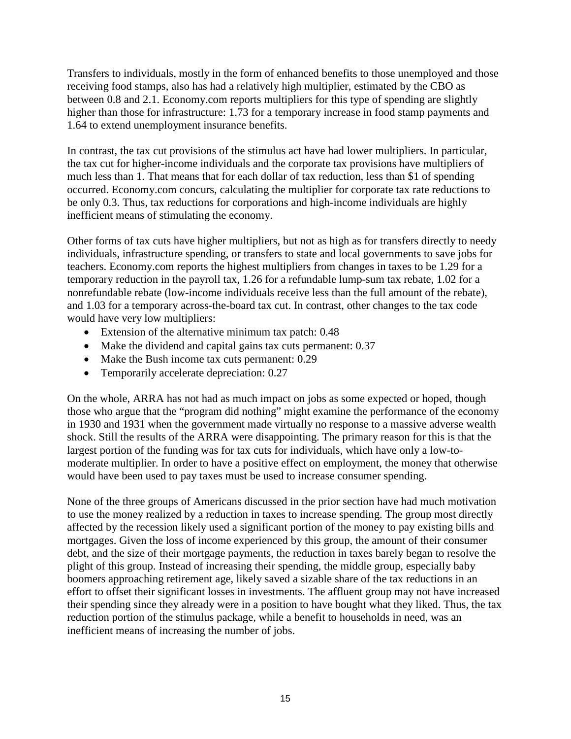Transfers to individuals, mostly in the form of enhanced benefits to those unemployed and those receiving food stamps, also has had a relatively high multiplier, estimated by the CBO as between 0.8 and 2.1. Economy.com reports multipliers for this type of spending are slightly higher than those for infrastructure: 1.73 for a temporary increase in food stamp payments and 1.64 to extend unemployment insurance benefits.

In contrast, the tax cut provisions of the stimulus act have had lower multipliers. In particular, the tax cut for higher-income individuals and the corporate tax provisions have multipliers of much less than 1. That means that for each dollar of tax reduction, less than $1 of spending occurred. Economy.com concurs, calculating the multiplier for corporate tax rate reductions to be only 0.3. Thus, tax reductions for corporations and high-income individuals are highly inefficient means of stimulating the economy.

Other forms of tax cuts have higher multipliers, but not as high as for transfers directly to needy individuals, infrastructure spending, or transfers to state and local governments to save jobs for teachers. Economy.com reports the highest multipliers from changes in taxes to be 1.29 for a temporary reduction in the payroll tax, 1.26 for a refundable lump-sum tax rebate, 1.02 for a nonrefundable rebate (low-income individuals receive less than the full amount of the rebate), and 1.03 for a temporary across-the-board tax cut. In contrast, other changes to the tax code would have very low multipliers:

- Extension of the alternative minimum tax patch: 0.48
- Make the dividend and capital gains tax cuts permanent: 0.37
- Make the Bush income tax cuts permanent: 0.29
- Temporarily accelerate depreciation: 0.27

On the whole, ARRA has not had as much impact on jobs as some expected or hoped, though those who argue that the "program did nothing" might examine the performance of the economy in 1930 and 1931 when the government made virtually no response to a massive adverse wealth shock. Still the results of the ARRA were disappointing. The primary reason for this is that the largest portion of the funding was for tax cuts for individuals, which have only a low-to-moderate multiplier. In order to have a positive effect on employment, the money that otherwise would have been used to pay taxes must be used to increase consumer spending.

None of the three groups of Americans discussed in the prior section have had much motivation to use the money realized by a reduction in taxes to increase spending. The group most directly affected by the recession likely used a significant portion of the money to pay existing bills and mortgages. Given the loss of income experienced by this group, the amount of their consumer debt, and the size of their mortgage payments, the reduction in taxes barely began to resolve the plight of this group. Instead of increasing their spending, the middle group, especially baby boomers approaching retirement age, likely saved a sizable share of the tax reductions in an effort to offset their significant losses in investments. The affluent group may not have increased their spending since they already were in a position to have bought what they liked. Thus, the tax reduction portion of the stimulus package, while a benefit to households in need, was an inefficient means of increasing the number of jobs.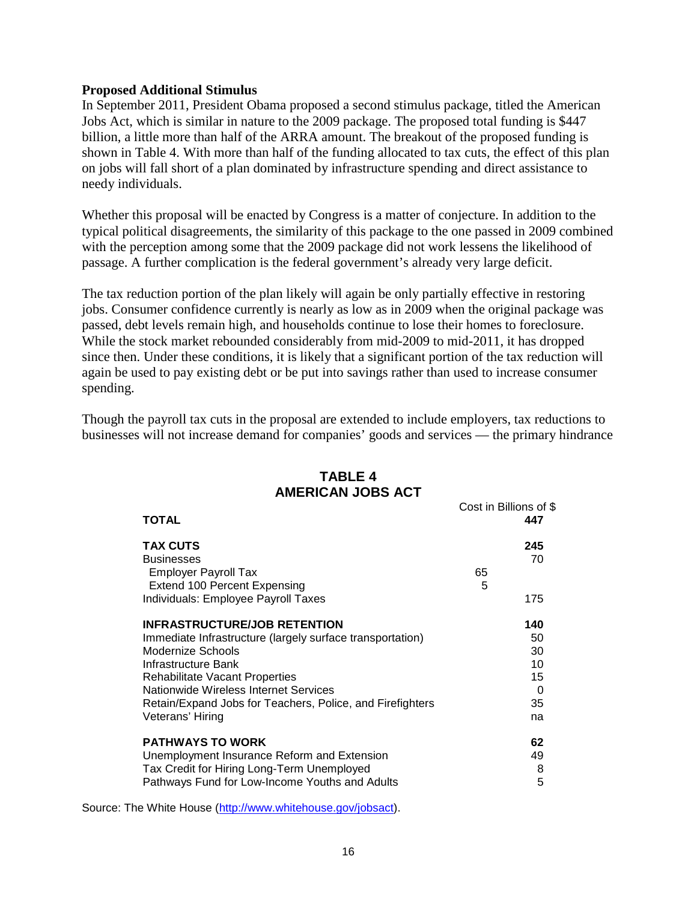**Proposed Additional Stimulus**

In September 2011, President Obama proposed a second stimulus package, titled the American Jobs Act, which is similar in nature to the 2009 package. The proposed total funding is $447 billion, a little more than half of the ARRA amount. The breakout of the proposed funding is shown in Table 4. With more than half of the funding allocated to tax cuts, the effect of this plan on jobs will fall short of a plan dominated by infrastructure spending and direct assistance to needy individuals.

Whether this proposal will be enacted by Congress is a matter of conjecture. In addition to the typical political disagreements, the similarity of this package to the one passed in 2009 combined with the perception among some that the 2009 package did not work lessens the likelihood of passage. A further complication is the federal government's already very large deficit.

The tax reduction portion of the plan likely will again be only partially effective in restoring jobs. Consumer confidence currently is nearly as low as in 2009 when the original package was passed, debt levels remain high, and households continue to lose their homes to foreclosure. While the stock market rebounded considerably from mid-2009 to mid-2011, it has dropped since then. Under these conditions, it is likely that a significant portion of the tax reduction will again be used to pay existing debt or be put into savings rather than used to increase consumer spending.

Though the payroll tax cuts in the proposal are extended to include employers, tax reductions to businesses will not increase demand for companies' goods and services — the primary hindrance

**TABLE 4**
**AMERICAN JOBS ACT**

| | Cost in Billions of $ | |
|---|---|---|
| **TOTAL** | | **447** |
| **TAX CUTS** | | **245** |
| Businesses | | 70 |
| Employer Payroll Tax | 65 | |
| Extend 100 Percent Expensing | 5 | |
| Individuals: Employee Payroll Taxes | | 175 |
| **INFRASTRUCTURE/JOB RETENTION** | | **140** |
| Immediate Infrastructure (largely surface transportation) | | 50 |
| Modernize Schools | | 30 |
| Infrastructure Bank | | 10 |
| Rehabilitate Vacant Properties | | 15 |
| Nationwide Wireless Internet Services | | 0 |
| Retain/Expand Jobs for Teachers, Police, and Firefighters | | 35 |
| Veterans' Hiring | | na |
| **PATHWAYS TO WORK** | | **62** |
| Unemployment Insurance Reform and Extension | | 49 |
| Tax Credit for Hiring Long-Term Unemployed | | 8 |
| Pathways Fund for Low-Income Youths and Adults | | 5 |

Source: The White House (http://www.whitehouse.gov/jobsact).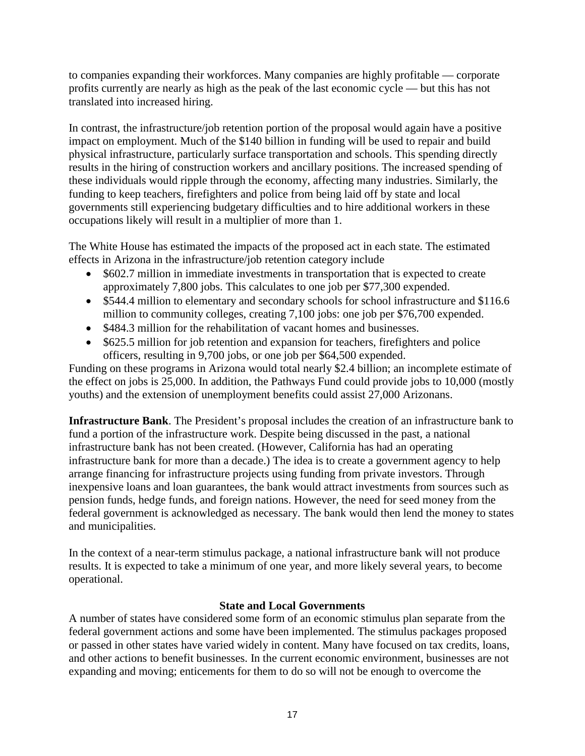to companies expanding their workforces. Many companies are highly profitable — corporate profits currently are nearly as high as the peak of the last economic cycle — but this has not translated into increased hiring.

In contrast, the infrastructure/job retention portion of the proposal would again have a positive impact on employment. Much of the $140 billion in funding will be used to repair and build physical infrastructure, particularly surface transportation and schools. This spending directly results in the hiring of construction workers and ancillary positions. The increased spending of these individuals would ripple through the economy, affecting many industries. Similarly, the funding to keep teachers, firefighters and police from being laid off by state and local governments still experiencing budgetary difficulties and to hire additional workers in these occupations likely will result in a multiplier of more than 1.

The White House has estimated the impacts of the proposed act in each state. The estimated effects in Arizona in the infrastructure/job retention category include

- $602.7 million in immediate investments in transportation that is expected to create approximately 7,800 jobs. This calculates to one job per $77,300 expended.
- $544.4 million to elementary and secondary schools for school infrastructure and $116.6 million to community colleges, creating 7,100 jobs: one job per $76,700 expended.
- $484.3 million for the rehabilitation of vacant homes and businesses.
- $625.5 million for job retention and expansion for teachers, firefighters and police officers, resulting in 9,700 jobs, or one job per $64,500 expended.

Funding on these programs in Arizona would total nearly $2.4 billion; an incomplete estimate of the effect on jobs is 25,000. In addition, the Pathways Fund could provide jobs to 10,000 (mostly youths) and the extension of unemployment benefits could assist 27,000 Arizonans.

**Infrastructure Bank**. The President's proposal includes the creation of an infrastructure bank to fund a portion of the infrastructure work. Despite being discussed in the past, a national infrastructure bank has not been created. (However, California has had an operating infrastructure bank for more than a decade.) The idea is to create a government agency to help arrange financing for infrastructure projects using funding from private investors. Through inexpensive loans and loan guarantees, the bank would attract investments from sources such as pension funds, hedge funds, and foreign nations. However, the need for seed money from the federal government is acknowledged as necessary. The bank would then lend the money to states and municipalities.

In the context of a near-term stimulus package, a national infrastructure bank will not produce results. It is expected to take a minimum of one year, and more likely several years, to become operational.

## State and Local Governments

A number of states have considered some form of an economic stimulus plan separate from the federal government actions and some have been implemented. The stimulus packages proposed or passed in other states have varied widely in content. Many have focused on tax credits, loans, and other actions to benefit businesses. In the current economic environment, businesses are not expanding and moving; enticements for them to do so will not be enough to overcome the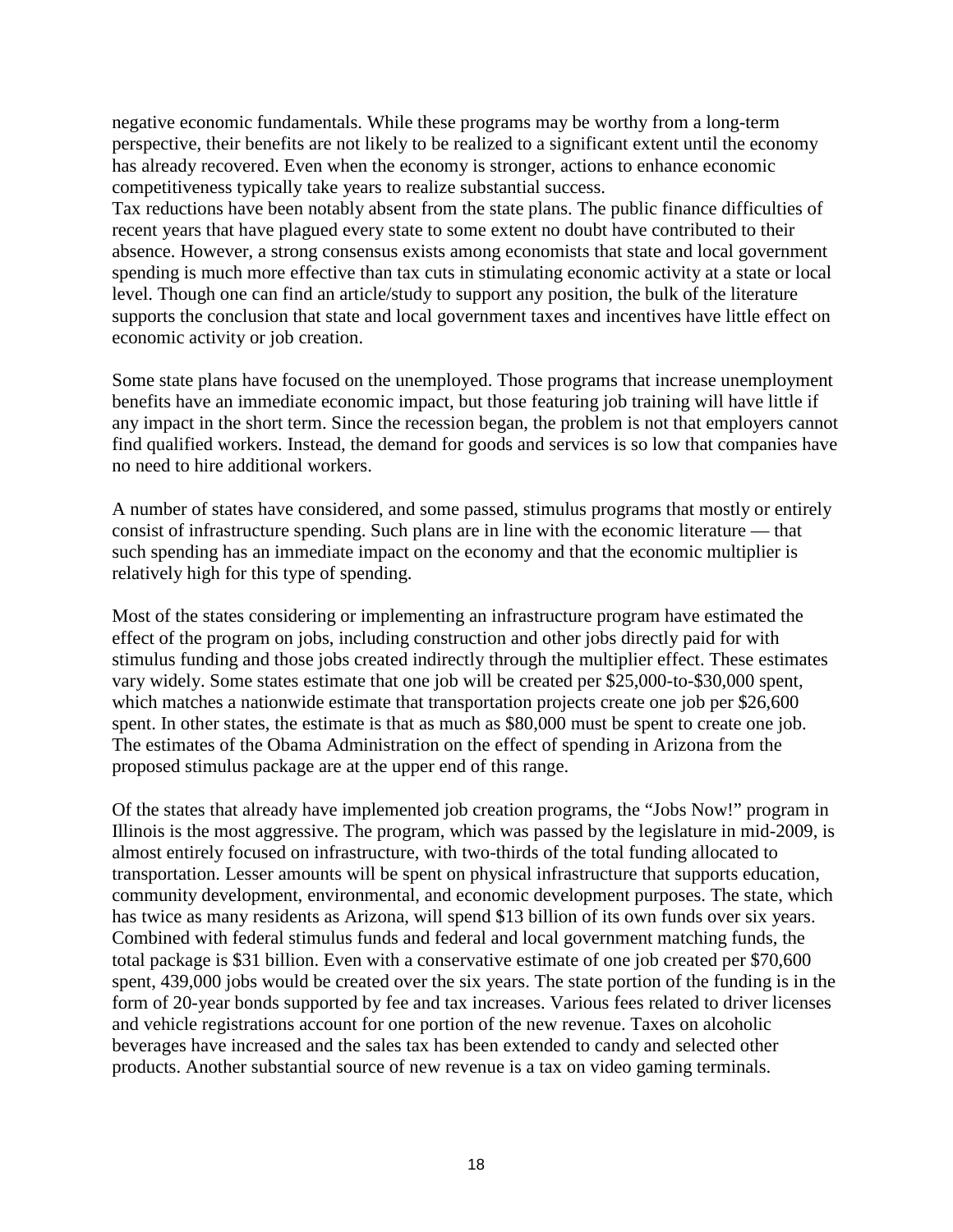negative economic fundamentals. While these programs may be worthy from a long-term perspective, their benefits are not likely to be realized to a significant extent until the economy has already recovered. Even when the economy is stronger, actions to enhance economic competitiveness typically take years to realize substantial success.

Tax reductions have been notably absent from the state plans. The public finance difficulties of recent years that have plagued every state to some extent no doubt have contributed to their absence. However, a strong consensus exists among economists that state and local government spending is much more effective than tax cuts in stimulating economic activity at a state or local level. Though one can find an article/study to support any position, the bulk of the literature supports the conclusion that state and local government taxes and incentives have little effect on economic activity or job creation.

Some state plans have focused on the unemployed. Those programs that increase unemployment benefits have an immediate economic impact, but those featuring job training will have little if any impact in the short term. Since the recession began, the problem is not that employers cannot find qualified workers. Instead, the demand for goods and services is so low that companies have no need to hire additional workers.

A number of states have considered, and some passed, stimulus programs that mostly or entirely consist of infrastructure spending. Such plans are in line with the economic literature — that such spending has an immediate impact on the economy and that the economic multiplier is relatively high for this type of spending.

Most of the states considering or implementing an infrastructure program have estimated the effect of the program on jobs, including construction and other jobs directly paid for with stimulus funding and those jobs created indirectly through the multiplier effect. These estimates vary widely. Some states estimate that one job will be created per $25,000-to-$30,000 spent, which matches a nationwide estimate that transportation projects create one job per $26,600 spent. In other states, the estimate is that as much as $80,000 must be spent to create one job. The estimates of the Obama Administration on the effect of spending in Arizona from the proposed stimulus package are at the upper end of this range.

Of the states that already have implemented job creation programs, the "Jobs Now!" program in Illinois is the most aggressive. The program, which was passed by the legislature in mid-2009, is almost entirely focused on infrastructure, with two-thirds of the total funding allocated to transportation. Lesser amounts will be spent on physical infrastructure that supports education, community development, environmental, and economic development purposes. The state, which has twice as many residents as Arizona, will spend $13 billion of its own funds over six years. Combined with federal stimulus funds and federal and local government matching funds, the total package is $31 billion. Even with a conservative estimate of one job created per $70,600 spent, 439,000 jobs would be created over the six years. The state portion of the funding is in the form of 20-year bonds supported by fee and tax increases. Various fees related to driver licenses and vehicle registrations account for one portion of the new revenue. Taxes on alcoholic beverages have increased and the sales tax has been extended to candy and selected other products. Another substantial source of new revenue is a tax on video gaming terminals.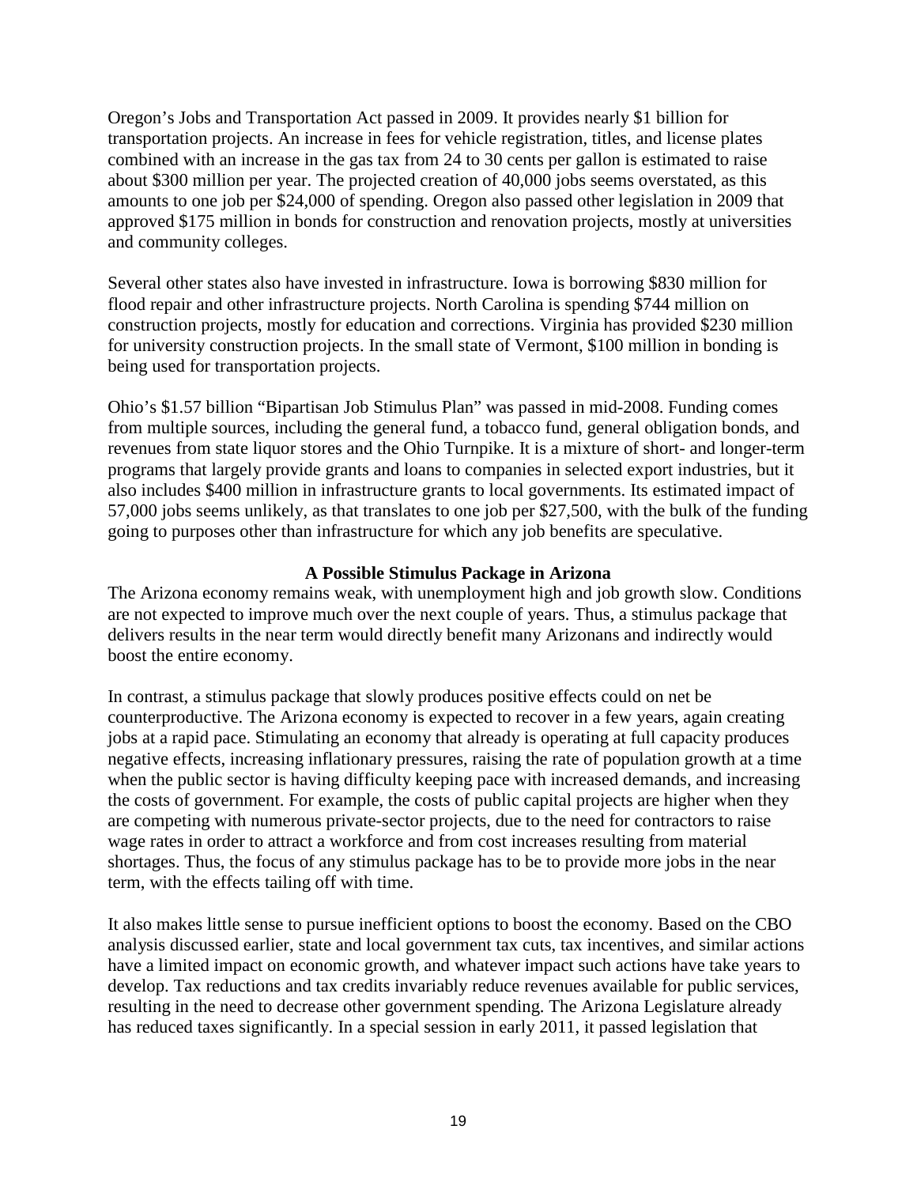Oregon's Jobs and Transportation Act passed in 2009. It provides nearly $1 billion for transportation projects. An increase in fees for vehicle registration, titles, and license plates combined with an increase in the gas tax from 24 to 30 cents per gallon is estimated to raise about $300 million per year. The projected creation of 40,000 jobs seems overstated, as this amounts to one job per $24,000 of spending. Oregon also passed other legislation in 2009 that approved $175 million in bonds for construction and renovation projects, mostly at universities and community colleges.

Several other states also have invested in infrastructure. Iowa is borrowing $830 million for flood repair and other infrastructure projects. North Carolina is spending $744 million on construction projects, mostly for education and corrections. Virginia has provided $230 million for university construction projects. In the small state of Vermont, $100 million in bonding is being used for transportation projects.

Ohio's $1.57 billion "Bipartisan Job Stimulus Plan" was passed in mid-2008. Funding comes from multiple sources, including the general fund, a tobacco fund, general obligation bonds, and revenues from state liquor stores and the Ohio Turnpike. It is a mixture of short- and longer-term programs that largely provide grants and loans to companies in selected export industries, but it also includes $400 million in infrastructure grants to local governments. Its estimated impact of 57,000 jobs seems unlikely, as that translates to one job per $27,500, with the bulk of the funding going to purposes other than infrastructure for which any job benefits are speculative.

### A Possible Stimulus Package in Arizona

The Arizona economy remains weak, with unemployment high and job growth slow. Conditions are not expected to improve much over the next couple of years. Thus, a stimulus package that delivers results in the near term would directly benefit many Arizonans and indirectly would boost the entire economy.

In contrast, a stimulus package that slowly produces positive effects could on net be counterproductive. The Arizona economy is expected to recover in a few years, again creating jobs at a rapid pace. Stimulating an economy that already is operating at full capacity produces negative effects, increasing inflationary pressures, raising the rate of population growth at a time when the public sector is having difficulty keeping pace with increased demands, and increasing the costs of government. For example, the costs of public capital projects are higher when they are competing with numerous private-sector projects, due to the need for contractors to raise wage rates in order to attract a workforce and from cost increases resulting from material shortages. Thus, the focus of any stimulus package has to be to provide more jobs in the near term, with the effects tailing off with time.

It also makes little sense to pursue inefficient options to boost the economy. Based on the CBO analysis discussed earlier, state and local government tax cuts, tax incentives, and similar actions have a limited impact on economic growth, and whatever impact such actions have take years to develop. Tax reductions and tax credits invariably reduce revenues available for public services, resulting in the need to decrease other government spending. The Arizona Legislature already has reduced taxes significantly. In a special session in early 2011, it passed legislation that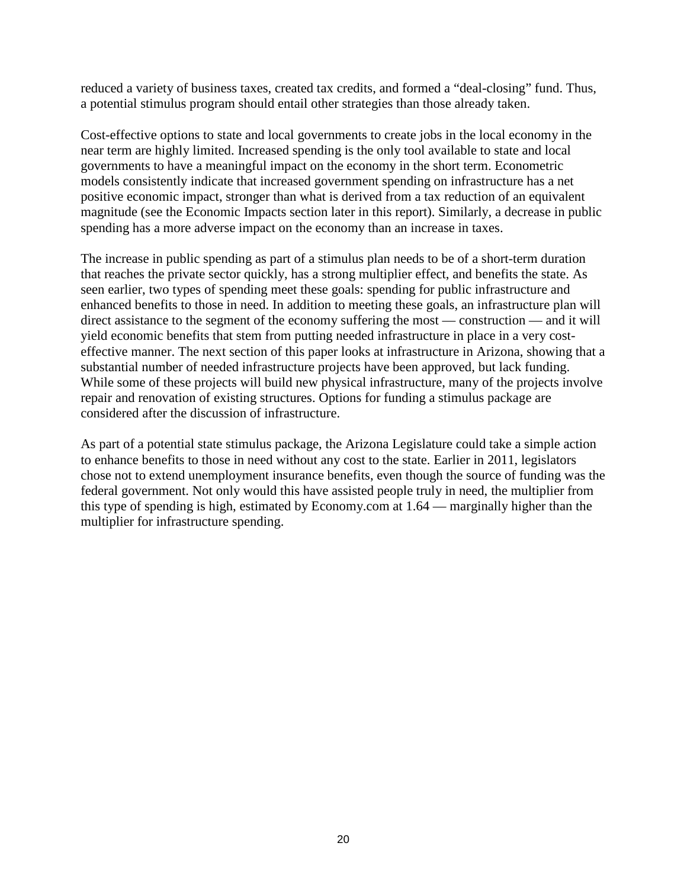reduced a variety of business taxes, created tax credits, and formed a "deal-closing" fund. Thus, a potential stimulus program should entail other strategies than those already taken.

Cost-effective options to state and local governments to create jobs in the local economy in the near term are highly limited. Increased spending is the only tool available to state and local governments to have a meaningful impact on the economy in the short term. Econometric models consistently indicate that increased government spending on infrastructure has a net positive economic impact, stronger than what is derived from a tax reduction of an equivalent magnitude (see the Economic Impacts section later in this report). Similarly, a decrease in public spending has a more adverse impact on the economy than an increase in taxes.

The increase in public spending as part of a stimulus plan needs to be of a short-term duration that reaches the private sector quickly, has a strong multiplier effect, and benefits the state. As seen earlier, two types of spending meet these goals: spending for public infrastructure and enhanced benefits to those in need. In addition to meeting these goals, an infrastructure plan will direct assistance to the segment of the economy suffering the most — construction — and it will yield economic benefits that stem from putting needed infrastructure in place in a very cost-effective manner. The next section of this paper looks at infrastructure in Arizona, showing that a substantial number of needed infrastructure projects have been approved, but lack funding. While some of these projects will build new physical infrastructure, many of the projects involve repair and renovation of existing structures. Options for funding a stimulus package are considered after the discussion of infrastructure.

As part of a potential state stimulus package, the Arizona Legislature could take a simple action to enhance benefits to those in need without any cost to the state. Earlier in 2011, legislators chose not to extend unemployment insurance benefits, even though the source of funding was the federal government. Not only would this have assisted people truly in need, the multiplier from this type of spending is high, estimated by Economy.com at 1.64 — marginally higher than the multiplier for infrastructure spending.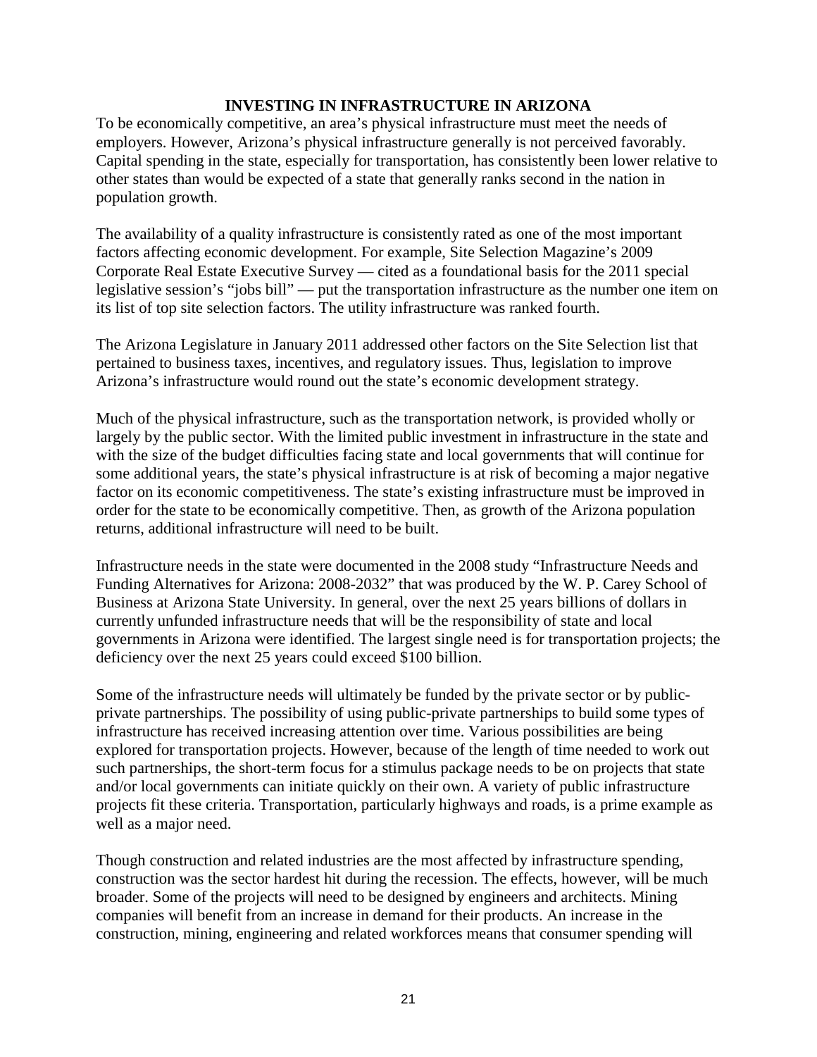## INVESTING IN INFRASTRUCTURE IN ARIZONA

To be economically competitive, an area's physical infrastructure must meet the needs of employers. However, Arizona's physical infrastructure generally is not perceived favorably. Capital spending in the state, especially for transportation, has consistently been lower relative to other states than would be expected of a state that generally ranks second in the nation in population growth.

The availability of a quality infrastructure is consistently rated as one of the most important factors affecting economic development. For example, Site Selection Magazine's 2009 Corporate Real Estate Executive Survey — cited as a foundational basis for the 2011 special legislative session's "jobs bill" — put the transportation infrastructure as the number one item on its list of top site selection factors. The utility infrastructure was ranked fourth.

The Arizona Legislature in January 2011 addressed other factors on the Site Selection list that pertained to business taxes, incentives, and regulatory issues. Thus, legislation to improve Arizona's infrastructure would round out the state's economic development strategy.

Much of the physical infrastructure, such as the transportation network, is provided wholly or largely by the public sector. With the limited public investment in infrastructure in the state and with the size of the budget difficulties facing state and local governments that will continue for some additional years, the state's physical infrastructure is at risk of becoming a major negative factor on its economic competitiveness. The state's existing infrastructure must be improved in order for the state to be economically competitive. Then, as growth of the Arizona population returns, additional infrastructure will need to be built.

Infrastructure needs in the state were documented in the 2008 study "Infrastructure Needs and Funding Alternatives for Arizona: 2008-2032" that was produced by the W. P. Carey School of Business at Arizona State University. In general, over the next 25 years billions of dollars in currently unfunded infrastructure needs that will be the responsibility of state and local governments in Arizona were identified. The largest single need is for transportation projects; the deficiency over the next 25 years could exceed $100 billion.

Some of the infrastructure needs will ultimately be funded by the private sector or by public-private partnerships. The possibility of using public-private partnerships to build some types of infrastructure has received increasing attention over time. Various possibilities are being explored for transportation projects. However, because of the length of time needed to work out such partnerships, the short-term focus for a stimulus package needs to be on projects that state and/or local governments can initiate quickly on their own. A variety of public infrastructure projects fit these criteria. Transportation, particularly highways and roads, is a prime example as well as a major need.

Though construction and related industries are the most affected by infrastructure spending, construction was the sector hardest hit during the recession. The effects, however, will be much broader. Some of the projects will need to be designed by engineers and architects. Mining companies will benefit from an increase in demand for their products. An increase in the construction, mining, engineering and related workforces means that consumer spending will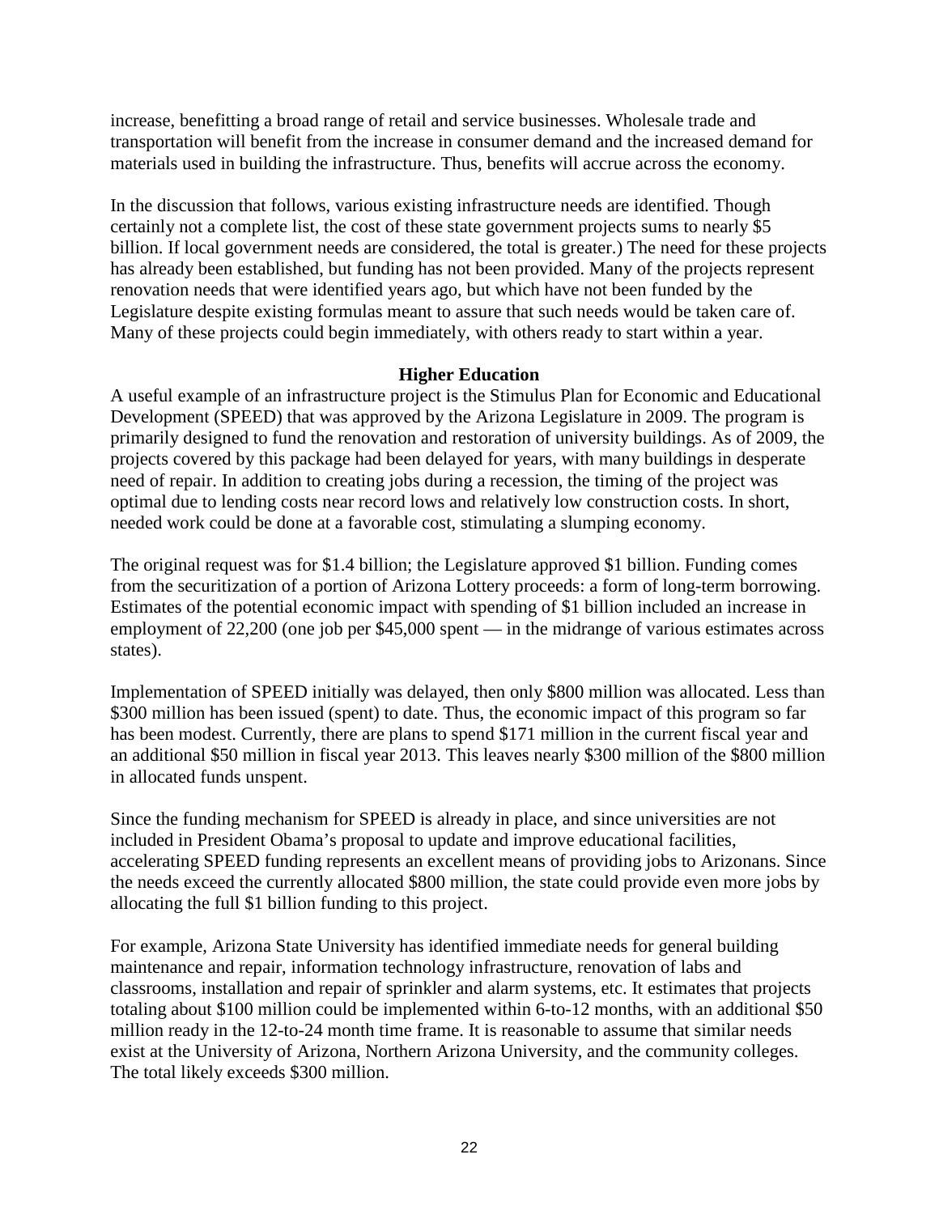increase, benefitting a broad range of retail and service businesses. Wholesale trade and transportation will benefit from the increase in consumer demand and the increased demand for materials used in building the infrastructure. Thus, benefits will accrue across the economy.

In the discussion that follows, various existing infrastructure needs are identified. Though certainly not a complete list, the cost of these state government projects sums to nearly $5 billion. If local government needs are considered, the total is greater.) The need for these projects has already been established, but funding has not been provided. Many of the projects represent renovation needs that were identified years ago, but which have not been funded by the Legislature despite existing formulas meant to assure that such needs would be taken care of. Many of these projects could begin immediately, with others ready to start within a year.

## Higher Education

A useful example of an infrastructure project is the Stimulus Plan for Economic and Educational Development (SPEED) that was approved by the Arizona Legislature in 2009. The program is primarily designed to fund the renovation and restoration of university buildings. As of 2009, the projects covered by this package had been delayed for years, with many buildings in desperate need of repair. In addition to creating jobs during a recession, the timing of the project was optimal due to lending costs near record lows and relatively low construction costs. In short, needed work could be done at a favorable cost, stimulating a slumping economy.

The original request was for $1.4 billion; the Legislature approved $1 billion. Funding comes from the securitization of a portion of Arizona Lottery proceeds: a form of long-term borrowing. Estimates of the potential economic impact with spending of $1 billion included an increase in employment of 22,200 (one job per $45,000 spent — in the midrange of various estimates across states).

Implementation of SPEED initially was delayed, then only $800 million was allocated. Less than $300 million has been issued (spent) to date. Thus, the economic impact of this program so far has been modest. Currently, there are plans to spend $171 million in the current fiscal year and an additional $50 million in fiscal year 2013. This leaves nearly $300 million of the $800 million in allocated funds unspent.

Since the funding mechanism for SPEED is already in place, and since universities are not included in President Obama's proposal to update and improve educational facilities, accelerating SPEED funding represents an excellent means of providing jobs to Arizonans. Since the needs exceed the currently allocated $800 million, the state could provide even more jobs by allocating the full $1 billion funding to this project.

For example, Arizona State University has identified immediate needs for general building maintenance and repair, information technology infrastructure, renovation of labs and classrooms, installation and repair of sprinkler and alarm systems, etc. It estimates that projects totaling about $100 million could be implemented within 6-to-12 months, with an additional $50 million ready in the 12-to-24 month time frame. It is reasonable to assume that similar needs exist at the University of Arizona, Northern Arizona University, and the community colleges. The total likely exceeds $300 million.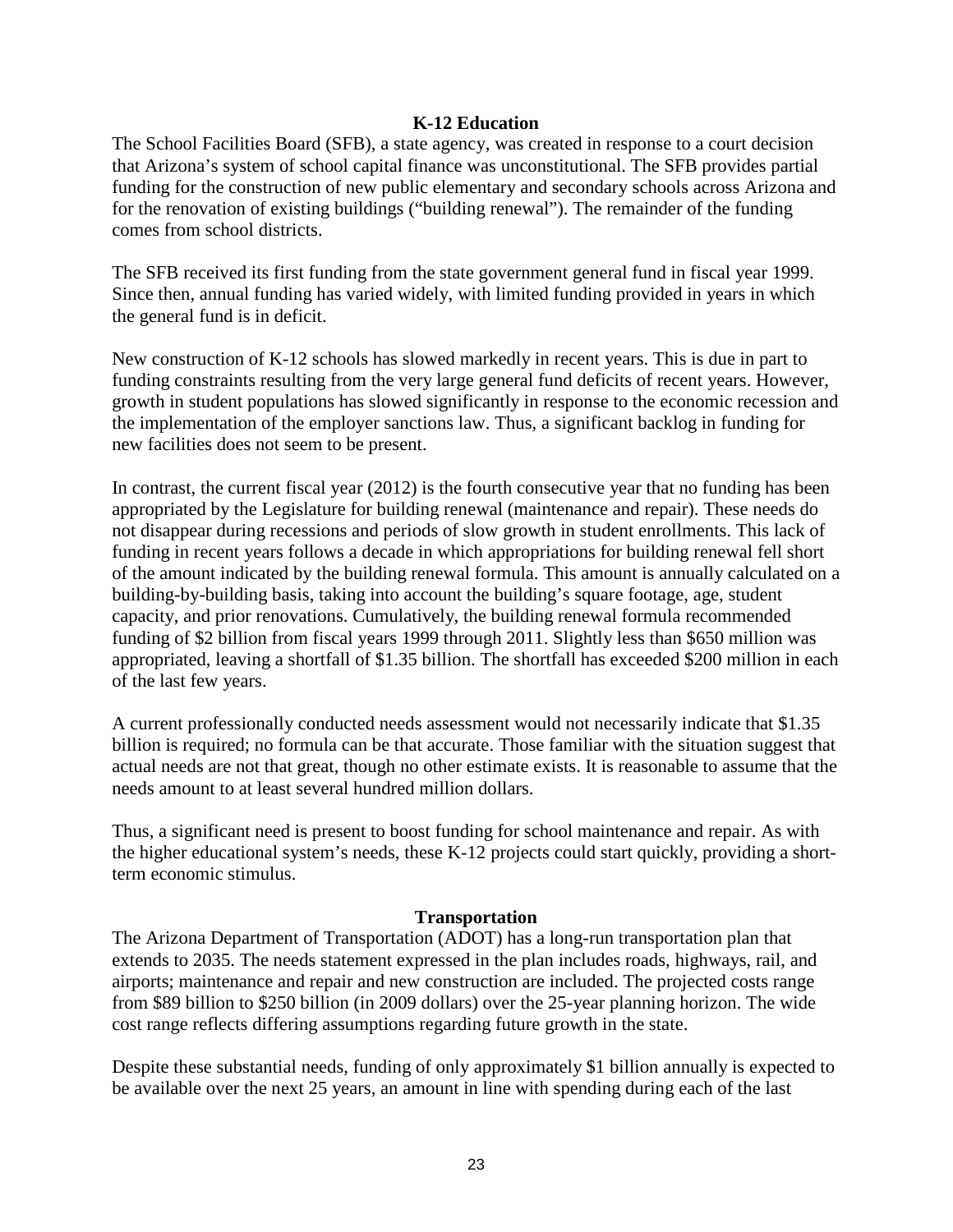## K-12 Education

The School Facilities Board (SFB), a state agency, was created in response to a court decision that Arizona's system of school capital finance was unconstitutional. The SFB provides partial funding for the construction of new public elementary and secondary schools across Arizona and for the renovation of existing buildings ("building renewal"). The remainder of the funding comes from school districts.

The SFB received its first funding from the state government general fund in fiscal year 1999. Since then, annual funding has varied widely, with limited funding provided in years in which the general fund is in deficit.

New construction of K-12 schools has slowed markedly in recent years. This is due in part to funding constraints resulting from the very large general fund deficits of recent years. However, growth in student populations has slowed significantly in response to the economic recession and the implementation of the employer sanctions law. Thus, a significant backlog in funding for new facilities does not seem to be present.

In contrast, the current fiscal year (2012) is the fourth consecutive year that no funding has been appropriated by the Legislature for building renewal (maintenance and repair). These needs do not disappear during recessions and periods of slow growth in student enrollments. This lack of funding in recent years follows a decade in which appropriations for building renewal fell short of the amount indicated by the building renewal formula. This amount is annually calculated on a building-by-building basis, taking into account the building's square footage, age, student capacity, and prior renovations. Cumulatively, the building renewal formula recommended funding of $2 billion from fiscal years 1999 through 2011. Slightly less than $650 million was appropriated, leaving a shortfall of $1.35 billion. The shortfall has exceeded $200 million in each of the last few years.

A current professionally conducted needs assessment would not necessarily indicate that $1.35 billion is required; no formula can be that accurate. Those familiar with the situation suggest that actual needs are not that great, though no other estimate exists. It is reasonable to assume that the needs amount to at least several hundred million dollars.

Thus, a significant need is present to boost funding for school maintenance and repair. As with the higher educational system's needs, these K-12 projects could start quickly, providing a short-term economic stimulus.

## Transportation

The Arizona Department of Transportation (ADOT) has a long-run transportation plan that extends to 2035. The needs statement expressed in the plan includes roads, highways, rail, and airports; maintenance and repair and new construction are included. The projected costs range from $89 billion to $250 billion (in 2009 dollars) over the 25-year planning horizon. The wide cost range reflects differing assumptions regarding future growth in the state.

Despite these substantial needs, funding of only approximately $1 billion annually is expected to be available over the next 25 years, an amount in line with spending during each of the last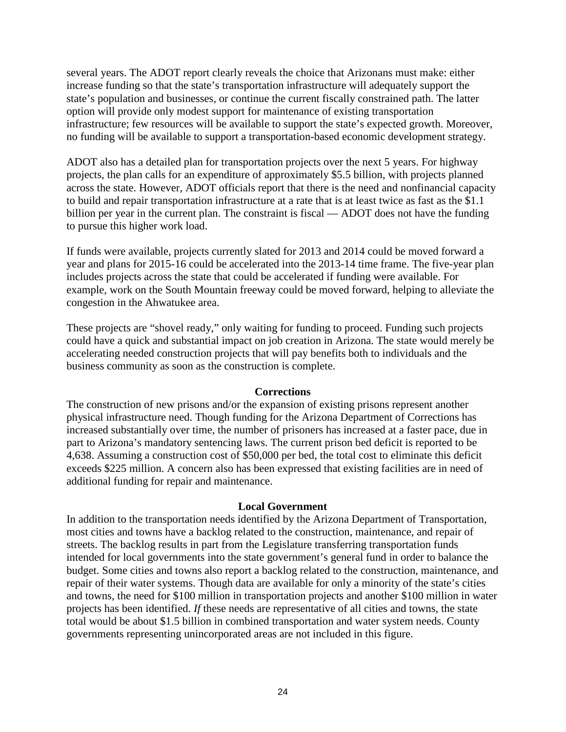several years. The ADOT report clearly reveals the choice that Arizonans must make: either increase funding so that the state's transportation infrastructure will adequately support the state's population and businesses, or continue the current fiscally constrained path. The latter option will provide only modest support for maintenance of existing transportation infrastructure; few resources will be available to support the state's expected growth. Moreover, no funding will be available to support a transportation-based economic development strategy.

ADOT also has a detailed plan for transportation projects over the next 5 years. For highway projects, the plan calls for an expenditure of approximately $5.5 billion, with projects planned across the state. However, ADOT officials report that there is the need and nonfinancial capacity to build and repair transportation infrastructure at a rate that is at least twice as fast as the $1.1 billion per year in the current plan. The constraint is fiscal — ADOT does not have the funding to pursue this higher work load.

If funds were available, projects currently slated for 2013 and 2014 could be moved forward a year and plans for 2015-16 could be accelerated into the 2013-14 time frame. The five-year plan includes projects across the state that could be accelerated if funding were available. For example, work on the South Mountain freeway could be moved forward, helping to alleviate the congestion in the Ahwatukee area.

These projects are "shovel ready," only waiting for funding to proceed. Funding such projects could have a quick and substantial impact on job creation in Arizona. The state would merely be accelerating needed construction projects that will pay benefits both to individuals and the business community as soon as the construction is complete.

**Corrections**

The construction of new prisons and/or the expansion of existing prisons represent another physical infrastructure need. Though funding for the Arizona Department of Corrections has increased substantially over time, the number of prisoners has increased at a faster pace, due in part to Arizona's mandatory sentencing laws. The current prison bed deficit is reported to be 4,638. Assuming a construction cost of $50,000 per bed, the total cost to eliminate this deficit exceeds $225 million. A concern also has been expressed that existing facilities are in need of additional funding for repair and maintenance.

**Local Government**

In addition to the transportation needs identified by the Arizona Department of Transportation, most cities and towns have a backlog related to the construction, maintenance, and repair of streets. The backlog results in part from the Legislature transferring transportation funds intended for local governments into the state government's general fund in order to balance the budget. Some cities and towns also report a backlog related to the construction, maintenance, and repair of their water systems. Though data are available for only a minority of the state's cities and towns, the need for $100 million in transportation projects and another $100 million in water projects has been identified. *If* these needs are representative of all cities and towns, the state total would be about $1.5 billion in combined transportation and water system needs. County governments representing unincorporated areas are not included in this figure.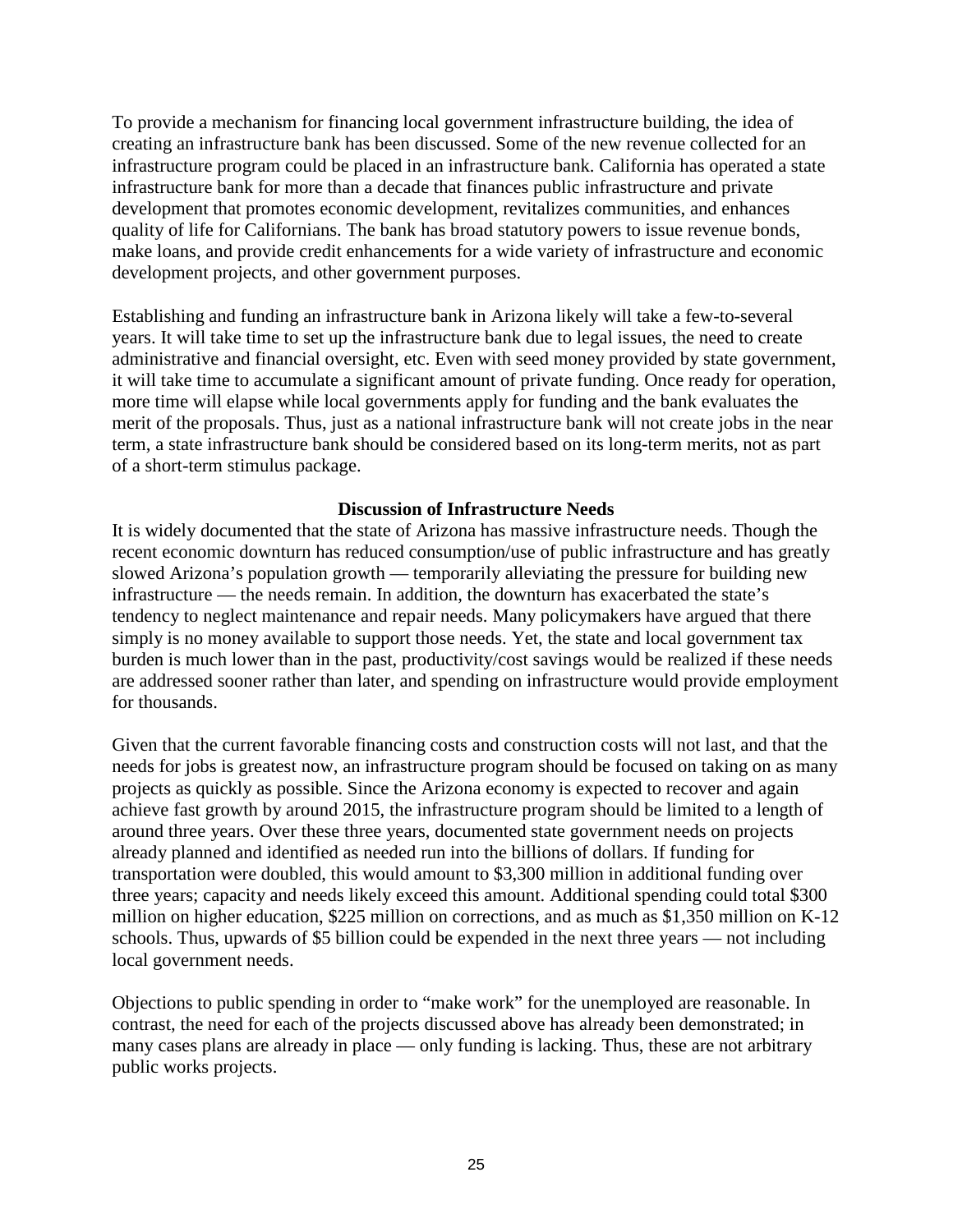To provide a mechanism for financing local government infrastructure building, the idea of creating an infrastructure bank has been discussed. Some of the new revenue collected for an infrastructure program could be placed in an infrastructure bank. California has operated a state infrastructure bank for more than a decade that finances public infrastructure and private development that promotes economic development, revitalizes communities, and enhances quality of life for Californians. The bank has broad statutory powers to issue revenue bonds, make loans, and provide credit enhancements for a wide variety of infrastructure and economic development projects, and other government purposes.

Establishing and funding an infrastructure bank in Arizona likely will take a few-to-several years. It will take time to set up the infrastructure bank due to legal issues, the need to create administrative and financial oversight, etc. Even with seed money provided by state government, it will take time to accumulate a significant amount of private funding. Once ready for operation, more time will elapse while local governments apply for funding and the bank evaluates the merit of the proposals. Thus, just as a national infrastructure bank will not create jobs in the near term, a state infrastructure bank should be considered based on its long-term merits, not as part of a short-term stimulus package.

## Discussion of Infrastructure Needs

It is widely documented that the state of Arizona has massive infrastructure needs. Though the recent economic downturn has reduced consumption/use of public infrastructure and has greatly slowed Arizona's population growth — temporarily alleviating the pressure for building new infrastructure — the needs remain. In addition, the downturn has exacerbated the state's tendency to neglect maintenance and repair needs. Many policymakers have argued that there simply is no money available to support those needs. Yet, the state and local government tax burden is much lower than in the past, productivity/cost savings would be realized if these needs are addressed sooner rather than later, and spending on infrastructure would provide employment for thousands.

Given that the current favorable financing costs and construction costs will not last, and that the needs for jobs is greatest now, an infrastructure program should be focused on taking on as many projects as quickly as possible. Since the Arizona economy is expected to recover and again achieve fast growth by around 2015, the infrastructure program should be limited to a length of around three years. Over these three years, documented state government needs on projects already planned and identified as needed run into the billions of dollars. If funding for transportation were doubled, this would amount to $3,300 million in additional funding over three years; capacity and needs likely exceed this amount. Additional spending could total $300 million on higher education, $225 million on corrections, and as much as $1,350 million on K-12 schools. Thus, upwards of $5 billion could be expended in the next three years — not including local government needs.

Objections to public spending in order to "make work" for the unemployed are reasonable. In contrast, the need for each of the projects discussed above has already been demonstrated; in many cases plans are already in place — only funding is lacking. Thus, these are not arbitrary public works projects.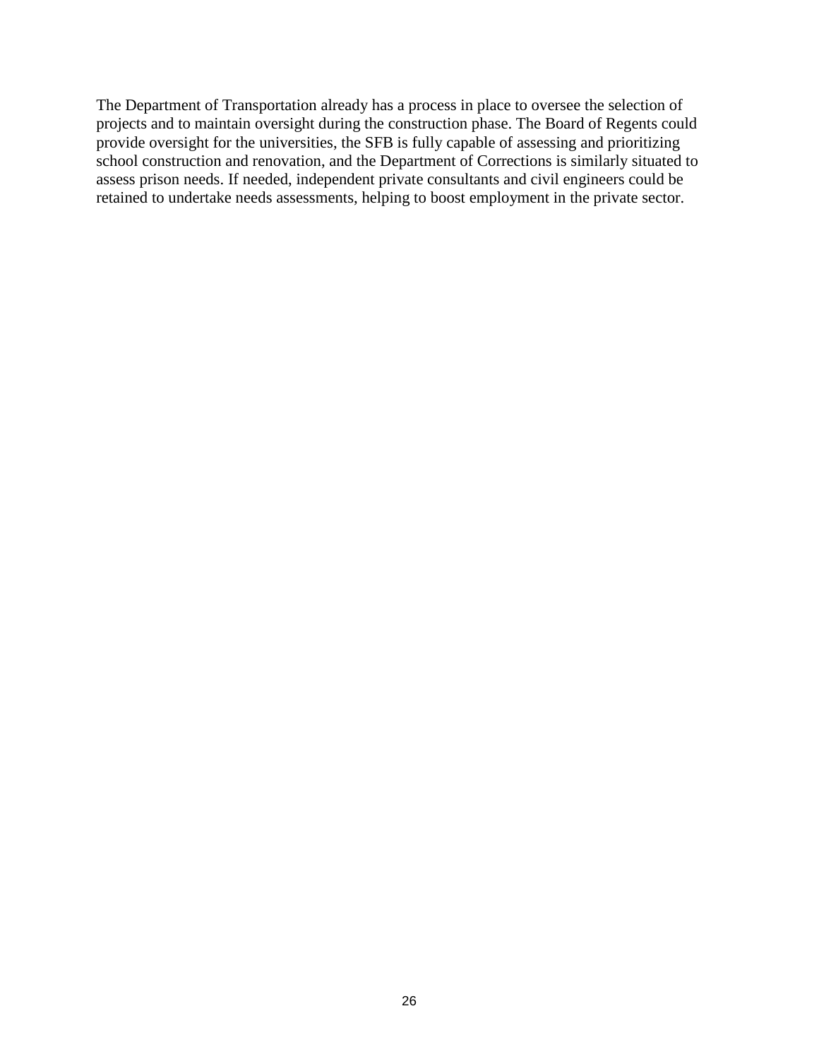The Department of Transportation already has a process in place to oversee the selection of projects and to maintain oversight during the construction phase. The Board of Regents could provide oversight for the universities, the SFB is fully capable of assessing and prioritizing school construction and renovation, and the Department of Corrections is similarly situated to assess prison needs. If needed, independent private consultants and civil engineers could be retained to undertake needs assessments, helping to boost employment in the private sector.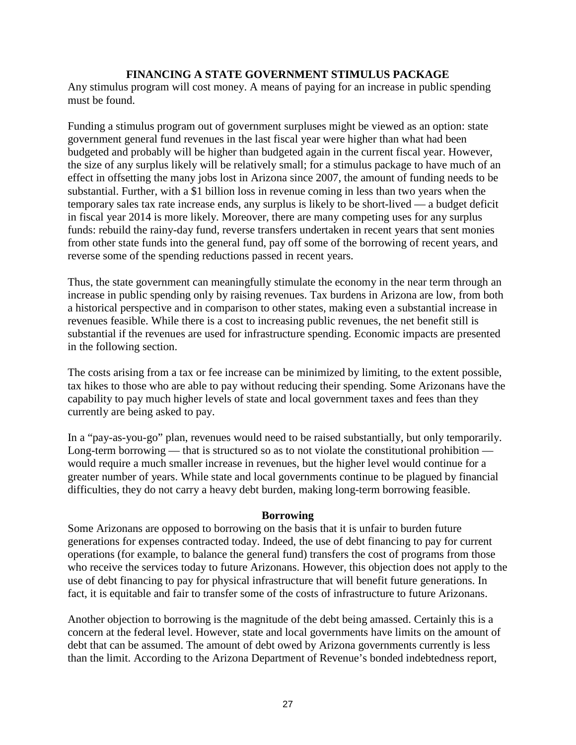## FINANCING A STATE GOVERNMENT STIMULUS PACKAGE

Any stimulus program will cost money. A means of paying for an increase in public spending must be found.

Funding a stimulus program out of government surpluses might be viewed as an option: state government general fund revenues in the last fiscal year were higher than what had been budgeted and probably will be higher than budgeted again in the current fiscal year. However, the size of any surplus likely will be relatively small; for a stimulus package to have much of an effect in offsetting the many jobs lost in Arizona since 2007, the amount of funding needs to be substantial. Further, with a $1 billion loss in revenue coming in less than two years when the temporary sales tax rate increase ends, any surplus is likely to be short-lived — a budget deficit in fiscal year 2014 is more likely. Moreover, there are many competing uses for any surplus funds: rebuild the rainy-day fund, reverse transfers undertaken in recent years that sent monies from other state funds into the general fund, pay off some of the borrowing of recent years, and reverse some of the spending reductions passed in recent years.

Thus, the state government can meaningfully stimulate the economy in the near term through an increase in public spending only by raising revenues. Tax burdens in Arizona are low, from both a historical perspective and in comparison to other states, making even a substantial increase in revenues feasible. While there is a cost to increasing public revenues, the net benefit still is substantial if the revenues are used for infrastructure spending. Economic impacts are presented in the following section.

The costs arising from a tax or fee increase can be minimized by limiting, to the extent possible, tax hikes to those who are able to pay without reducing their spending. Some Arizonans have the capability to pay much higher levels of state and local government taxes and fees than they currently are being asked to pay.

In a "pay-as-you-go" plan, revenues would need to be raised substantially, but only temporarily. Long-term borrowing — that is structured so as to not violate the constitutional prohibition — would require a much smaller increase in revenues, but the higher level would continue for a greater number of years. While state and local governments continue to be plagued by financial difficulties, they do not carry a heavy debt burden, making long-term borrowing feasible.

### Borrowing

Some Arizonans are opposed to borrowing on the basis that it is unfair to burden future generations for expenses contracted today. Indeed, the use of debt financing to pay for current operations (for example, to balance the general fund) transfers the cost of programs from those who receive the services today to future Arizonans. However, this objection does not apply to the use of debt financing to pay for physical infrastructure that will benefit future generations. In fact, it is equitable and fair to transfer some of the costs of infrastructure to future Arizonans.

Another objection to borrowing is the magnitude of the debt being amassed. Certainly this is a concern at the federal level. However, state and local governments have limits on the amount of debt that can be assumed. The amount of debt owed by Arizona governments currently is less than the limit. According to the Arizona Department of Revenue's bonded indebtedness report,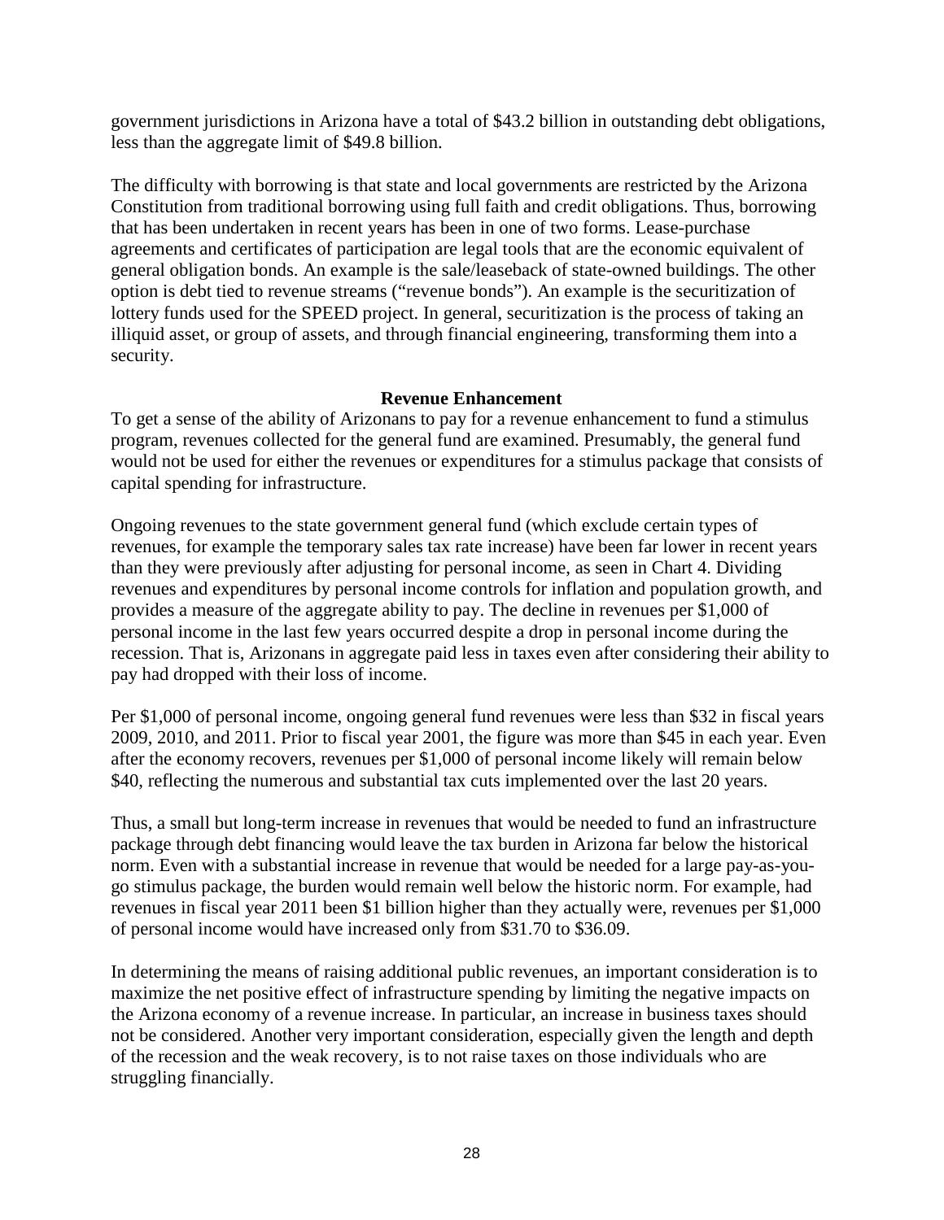government jurisdictions in Arizona have a total of $43.2 billion in outstanding debt obligations, less than the aggregate limit of $49.8 billion.

The difficulty with borrowing is that state and local governments are restricted by the Arizona Constitution from traditional borrowing using full faith and credit obligations. Thus, borrowing that has been undertaken in recent years has been in one of two forms. Lease-purchase agreements and certificates of participation are legal tools that are the economic equivalent of general obligation bonds. An example is the sale/leaseback of state-owned buildings. The other option is debt tied to revenue streams ("revenue bonds"). An example is the securitization of lottery funds used for the SPEED project. In general, securitization is the process of taking an illiquid asset, or group of assets, and through financial engineering, transforming them into a security.

### Revenue Enhancement

To get a sense of the ability of Arizonans to pay for a revenue enhancement to fund a stimulus program, revenues collected for the general fund are examined. Presumably, the general fund would not be used for either the revenues or expenditures for a stimulus package that consists of capital spending for infrastructure.

Ongoing revenues to the state government general fund (which exclude certain types of revenues, for example the temporary sales tax rate increase) have been far lower in recent years than they were previously after adjusting for personal income, as seen in Chart 4. Dividing revenues and expenditures by personal income controls for inflation and population growth, and provides a measure of the aggregate ability to pay. The decline in revenues per $1,000 of personal income in the last few years occurred despite a drop in personal income during the recession. That is, Arizonans in aggregate paid less in taxes even after considering their ability to pay had dropped with their loss of income.

Per $1,000 of personal income, ongoing general fund revenues were less than $32 in fiscal years 2009, 2010, and 2011. Prior to fiscal year 2001, the figure was more than $45 in each year. Even after the economy recovers, revenues per $1,000 of personal income likely will remain below $40, reflecting the numerous and substantial tax cuts implemented over the last 20 years.

Thus, a small but long-term increase in revenues that would be needed to fund an infrastructure package through debt financing would leave the tax burden in Arizona far below the historical norm. Even with a substantial increase in revenue that would be needed for a large pay-as-you-go stimulus package, the burden would remain well below the historic norm. For example, had revenues in fiscal year 2011 been $1 billion higher than they actually were, revenues per $1,000 of personal income would have increased only from $31.70 to $36.09.

In determining the means of raising additional public revenues, an important consideration is to maximize the net positive effect of infrastructure spending by limiting the negative impacts on the Arizona economy of a revenue increase. In particular, an increase in business taxes should not be considered. Another very important consideration, especially given the length and depth of the recession and the weak recovery, is to not raise taxes on those individuals who are struggling financially.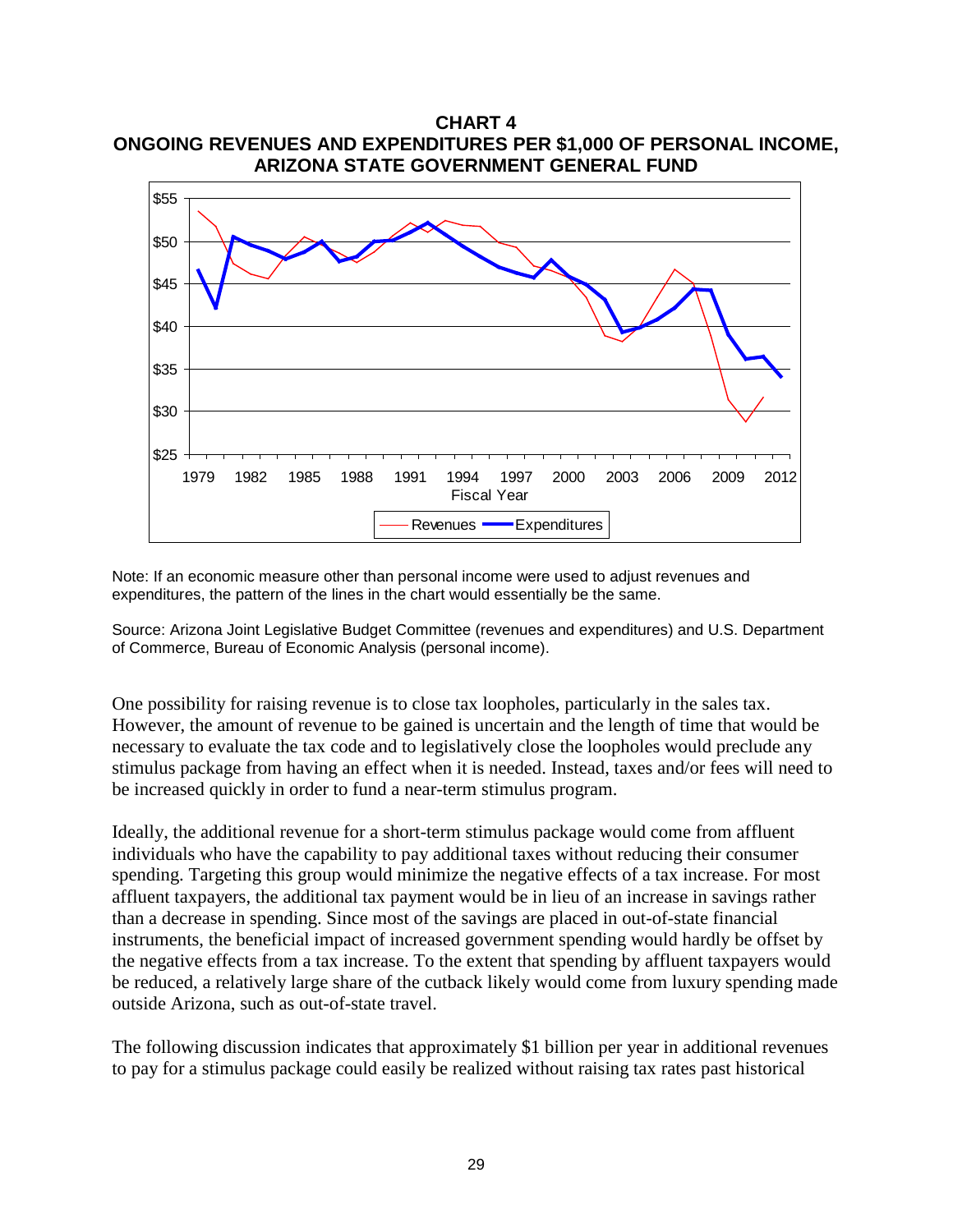**CHART 4**
**ONGOING REVENUES AND EXPENDITURES PER $1,000 OF PERSONAL INCOME, ARIZONA STATE GOVERNMENT GENERAL FUND**

Note: If an economic measure other than personal income were used to adjust revenues and expenditures, the pattern of the lines in the chart would essentially be the same.

Source: Arizona Joint Legislative Budget Committee (revenues and expenditures) and U.S. Department of Commerce, Bureau of Economic Analysis (personal income).

One possibility for raising revenue is to close tax loopholes, particularly in the sales tax. However, the amount of revenue to be gained is uncertain and the length of time that would be necessary to evaluate the tax code and to legislatively close the loopholes would preclude any stimulus package from having an effect when it is needed. Instead, taxes and/or fees will need to be increased quickly in order to fund a near-term stimulus program.

Ideally, the additional revenue for a short-term stimulus package would come from affluent individuals who have the capability to pay additional taxes without reducing their consumer spending. Targeting this group would minimize the negative effects of a tax increase. For most affluent taxpayers, the additional tax payment would be in lieu of an increase in savings rather than a decrease in spending. Since most of the savings are placed in out-of-state financial instruments, the beneficial impact of increased government spending would hardly be offset by the negative effects from a tax increase. To the extent that spending by affluent taxpayers would be reduced, a relatively large share of the cutback likely would come from luxury spending made outside Arizona, such as out-of-state travel.

The following discussion indicates that approximately $1 billion per year in additional revenues to pay for a stimulus package could easily be realized without raising tax rates past historical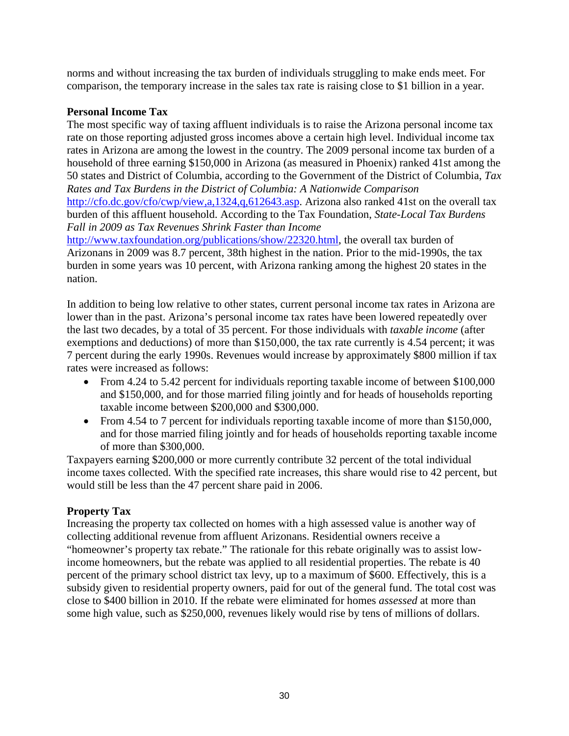norms and without increasing the tax burden of individuals struggling to make ends meet. For comparison, the temporary increase in the sales tax rate is raising close to $1 billion in a year.

**Personal Income Tax**

The most specific way of taxing affluent individuals is to raise the Arizona personal income tax rate on those reporting adjusted gross incomes above a certain high level. Individual income tax rates in Arizona are among the lowest in the country. The 2009 personal income tax burden of a household of three earning $150,000 in Arizona (as measured in Phoenix) ranked 41st among the 50 states and District of Columbia, according to the Government of the District of Columbia, *Tax Rates and Tax Burdens in the District of Columbia: A Nationwide Comparison* http://cfo.dc.gov/cfo/cwp/view,a,1324,q,612643.asp. Arizona also ranked 41st on the overall tax burden of this affluent household. According to the Tax Foundation, *State-Local Tax Burdens Fall in 2009 as Tax Revenues Shrink Faster than Income* http://www.taxfoundation.org/publications/show/22320.html, the overall tax burden of Arizonans in 2009 was 8.7 percent, 38th highest in the nation. Prior to the mid-1990s, the tax burden in some years was 10 percent, with Arizona ranking among the highest 20 states in the nation.

In addition to being low relative to other states, current personal income tax rates in Arizona are lower than in the past. Arizona's personal income tax rates have been lowered repeatedly over the last two decades, by a total of 35 percent. For those individuals with *taxable income* (after exemptions and deductions) of more than $150,000, the tax rate currently is 4.54 percent; it was 7 percent during the early 1990s. Revenues would increase by approximately $800 million if tax rates were increased as follows:

- From 4.24 to 5.42 percent for individuals reporting taxable income of between $100,000 and $150,000, and for those married filing jointly and for heads of households reporting taxable income between $200,000 and $300,000.
- From 4.54 to 7 percent for individuals reporting taxable income of more than $150,000, and for those married filing jointly and for heads of households reporting taxable income of more than $300,000.

Taxpayers earning $200,000 or more currently contribute 32 percent of the total individual income taxes collected. With the specified rate increases, this share would rise to 42 percent, but would still be less than the 47 percent share paid in 2006.

**Property Tax**

Increasing the property tax collected on homes with a high assessed value is another way of collecting additional revenue from affluent Arizonans. Residential owners receive a "homeowner's property tax rebate." The rationale for this rebate originally was to assist low-income homeowners, but the rebate was applied to all residential properties. The rebate is 40 percent of the primary school district tax levy, up to a maximum of $600. Effectively, this is a subsidy given to residential property owners, paid for out of the general fund. The total cost was close to $400 billion in 2010. If the rebate were eliminated for homes *assessed* at more than some high value, such as $250,000, revenues likely would rise by tens of millions of dollars.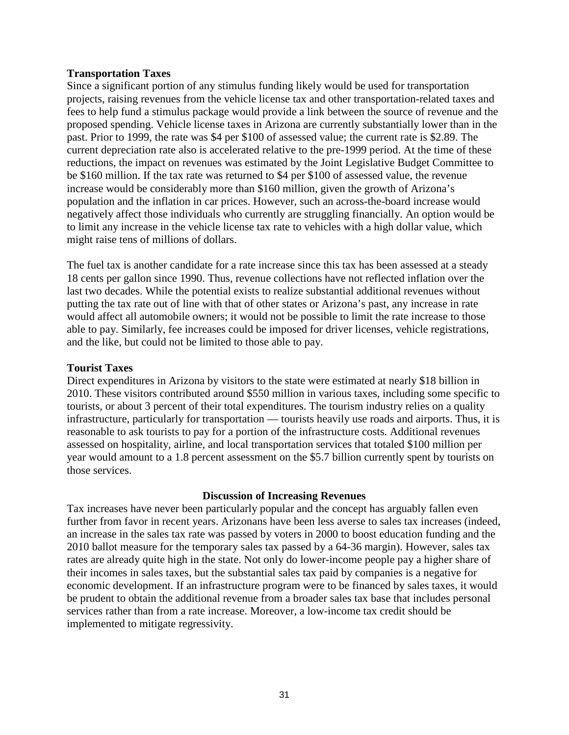**Transportation Taxes**

Since a significant portion of any stimulus funding likely would be used for transportation projects, raising revenues from the vehicle license tax and other transportation-related taxes and fees to help fund a stimulus package would provide a link between the source of revenue and the proposed spending. Vehicle license taxes in Arizona are currently substantially lower than in the past. Prior to 1999, the rate was $4 per $100 of assessed value; the current rate is $2.89. The current depreciation rate also is accelerated relative to the pre-1999 period. At the time of these reductions, the impact on revenues was estimated by the Joint Legislative Budget Committee to be $160 million. If the tax rate was returned to $4 per $100 of assessed value, the revenue increase would be considerably more than $160 million, given the growth of Arizona's population and the inflation in car prices. However, such an across-the-board increase would negatively affect those individuals who currently are struggling financially. An option would be to limit any increase in the vehicle license tax rate to vehicles with a high dollar value, which might raise tens of millions of dollars.

The fuel tax is another candidate for a rate increase since this tax has been assessed at a steady 18 cents per gallon since 1990. Thus, revenue collections have not reflected inflation over the last two decades. While the potential exists to realize substantial additional revenues without putting the tax rate out of line with that of other states or Arizona's past, any increase in rate would affect all automobile owners; it would not be possible to limit the rate increase to those able to pay. Similarly, fee increases could be imposed for driver licenses, vehicle registrations, and the like, but could not be limited to those able to pay.

**Tourist Taxes**

Direct expenditures in Arizona by visitors to the state were estimated at nearly $18 billion in 2010. These visitors contributed around $550 million in various taxes, including some specific to tourists, or about 3 percent of their total expenditures. The tourism industry relies on a quality infrastructure, particularly for transportation — tourists heavily use roads and airports. Thus, it is reasonable to ask tourists to pay for a portion of the infrastructure costs. Additional revenues assessed on hospitality, airline, and local transportation services that totaled $100 million per year would amount to a 1.8 percent assessment on the $5.7 billion currently spent by tourists on those services.

## Discussion of Increasing Revenues

Tax increases have never been particularly popular and the concept has arguably fallen even further from favor in recent years. Arizonans have been less averse to sales tax increases (indeed, an increase in the sales tax rate was passed by voters in 2000 to boost education funding and the 2010 ballot measure for the temporary sales tax passed by a 64-36 margin). However, sales tax rates are already quite high in the state. Not only do lower-income people pay a higher share of their incomes in sales taxes, but the substantial sales tax paid by companies is a negative for economic development. If an infrastructure program were to be financed by sales taxes, it would be prudent to obtain the additional revenue from a broader sales tax base that includes personal services rather than from a rate increase. Moreover, a low-income tax credit should be implemented to mitigate regressivity.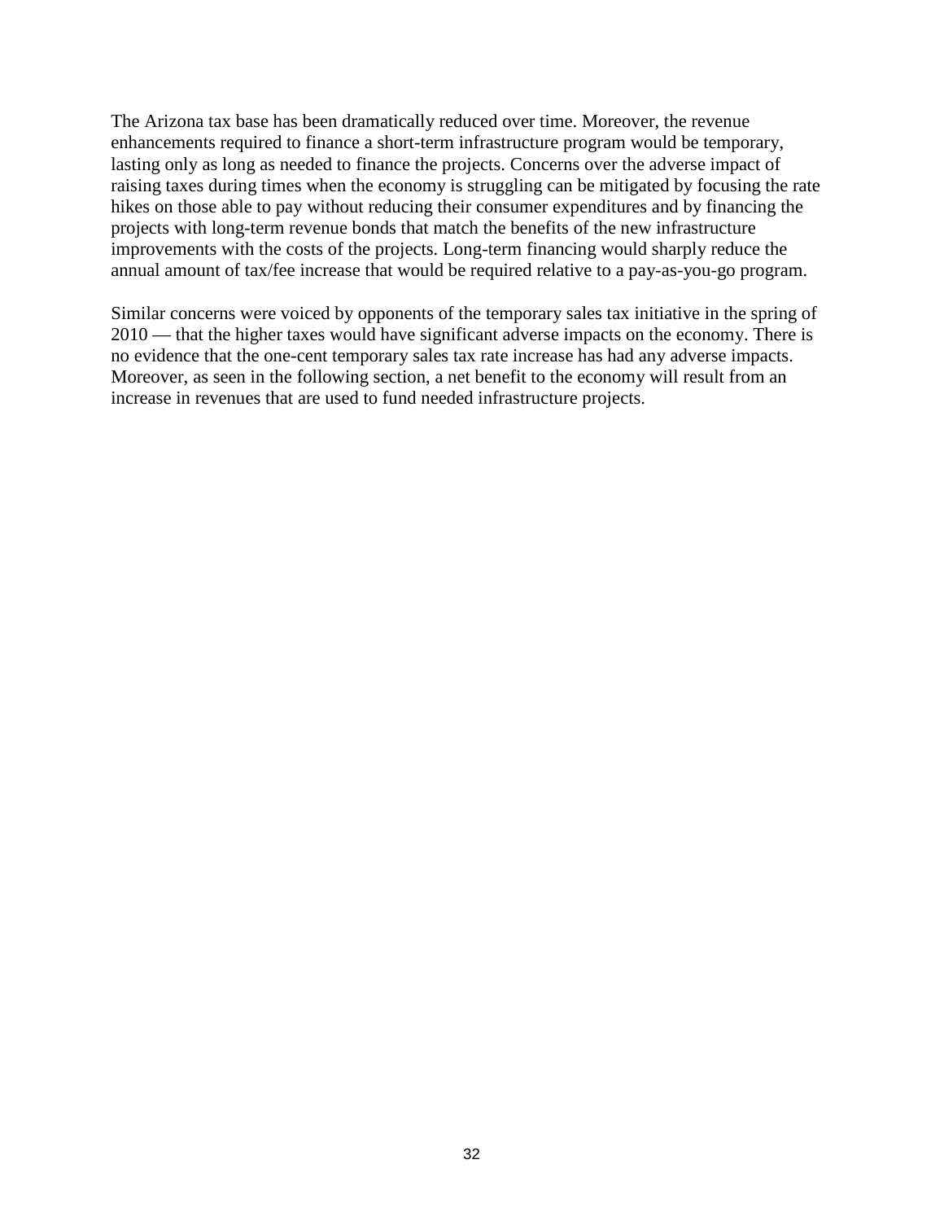The Arizona tax base has been dramatically reduced over time. Moreover, the revenue enhancements required to finance a short-term infrastructure program would be temporary, lasting only as long as needed to finance the projects. Concerns over the adverse impact of raising taxes during times when the economy is struggling can be mitigated by focusing the rate hikes on those able to pay without reducing their consumer expenditures and by financing the projects with long-term revenue bonds that match the benefits of the new infrastructure improvements with the costs of the projects. Long-term financing would sharply reduce the annual amount of tax/fee increase that would be required relative to a pay-as-you-go program.

Similar concerns were voiced by opponents of the temporary sales tax initiative in the spring of 2010 — that the higher taxes would have significant adverse impacts on the economy. There is no evidence that the one-cent temporary sales tax rate increase has had any adverse impacts. Moreover, as seen in the following section, a net benefit to the economy will result from an increase in revenues that are used to fund needed infrastructure projects.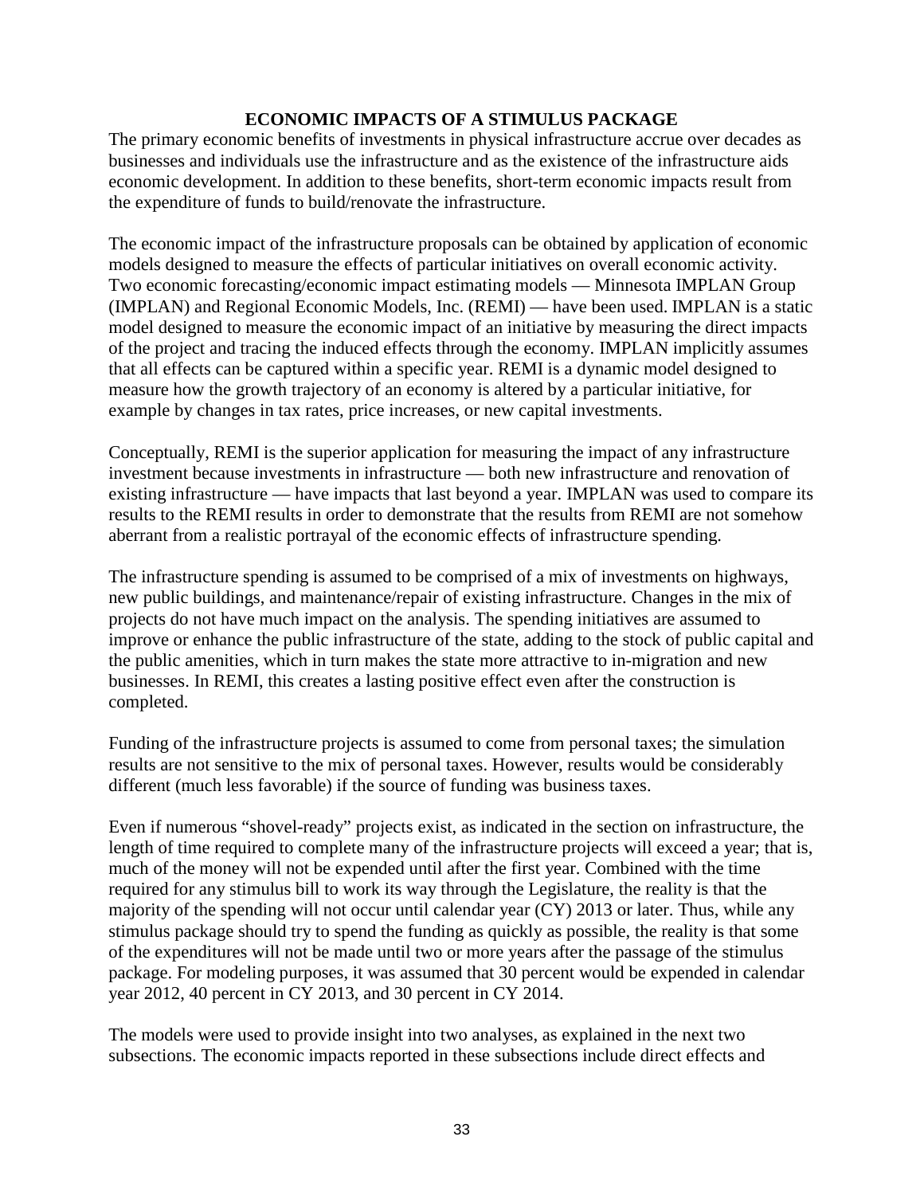## ECONOMIC IMPACTS OF A STIMULUS PACKAGE

The primary economic benefits of investments in physical infrastructure accrue over decades as businesses and individuals use the infrastructure and as the existence of the infrastructure aids economic development. In addition to these benefits, short-term economic impacts result from the expenditure of funds to build/renovate the infrastructure.

The economic impact of the infrastructure proposals can be obtained by application of economic models designed to measure the effects of particular initiatives on overall economic activity. Two economic forecasting/economic impact estimating models — Minnesota IMPLAN Group (IMPLAN) and Regional Economic Models, Inc. (REMI) — have been used. IMPLAN is a static model designed to measure the economic impact of an initiative by measuring the direct impacts of the project and tracing the induced effects through the economy. IMPLAN implicitly assumes that all effects can be captured within a specific year. REMI is a dynamic model designed to measure how the growth trajectory of an economy is altered by a particular initiative, for example by changes in tax rates, price increases, or new capital investments.

Conceptually, REMI is the superior application for measuring the impact of any infrastructure investment because investments in infrastructure — both new infrastructure and renovation of existing infrastructure — have impacts that last beyond a year. IMPLAN was used to compare its results to the REMI results in order to demonstrate that the results from REMI are not somehow aberrant from a realistic portrayal of the economic effects of infrastructure spending.

The infrastructure spending is assumed to be comprised of a mix of investments on highways, new public buildings, and maintenance/repair of existing infrastructure. Changes in the mix of projects do not have much impact on the analysis. The spending initiatives are assumed to improve or enhance the public infrastructure of the state, adding to the stock of public capital and the public amenities, which in turn makes the state more attractive to in-migration and new businesses. In REMI, this creates a lasting positive effect even after the construction is completed.

Funding of the infrastructure projects is assumed to come from personal taxes; the simulation results are not sensitive to the mix of personal taxes. However, results would be considerably different (much less favorable) if the source of funding was business taxes.

Even if numerous "shovel-ready" projects exist, as indicated in the section on infrastructure, the length of time required to complete many of the infrastructure projects will exceed a year; that is, much of the money will not be expended until after the first year. Combined with the time required for any stimulus bill to work its way through the Legislature, the reality is that the majority of the spending will not occur until calendar year (CY) 2013 or later. Thus, while any stimulus package should try to spend the funding as quickly as possible, the reality is that some of the expenditures will not be made until two or more years after the passage of the stimulus package. For modeling purposes, it was assumed that 30 percent would be expended in calendar year 2012, 40 percent in CY 2013, and 30 percent in CY 2014.

The models were used to provide insight into two analyses, as explained in the next two subsections. The economic impacts reported in these subsections include direct effects and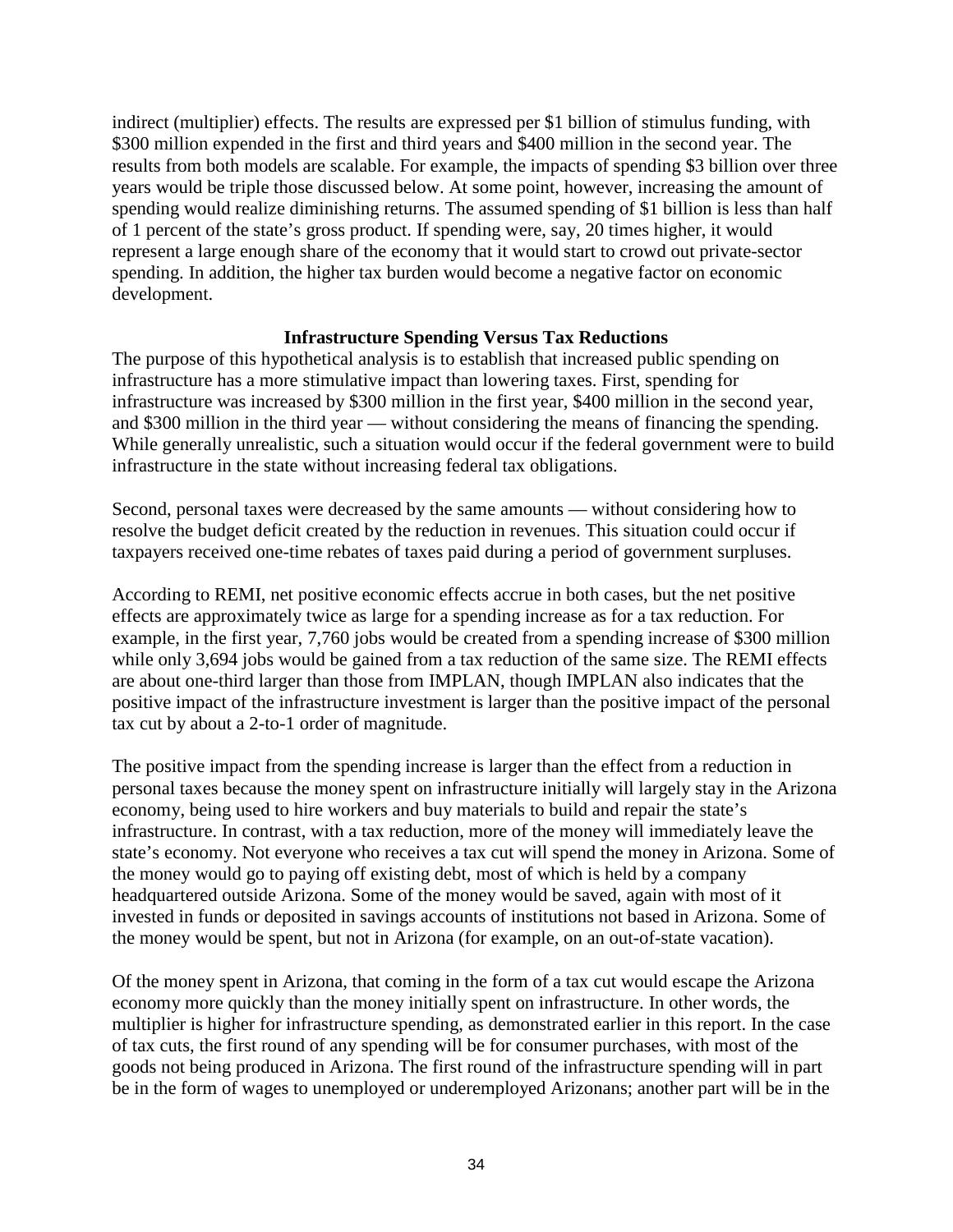indirect (multiplier) effects. The results are expressed per $1 billion of stimulus funding, with $300 million expended in the first and third years and $400 million in the second year. The results from both models are scalable. For example, the impacts of spending $3 billion over three years would be triple those discussed below. At some point, however, increasing the amount of spending would realize diminishing returns. The assumed spending of $1 billion is less than half of 1 percent of the state's gross product. If spending were, say, 20 times higher, it would represent a large enough share of the economy that it would start to crowd out private-sector spending. In addition, the higher tax burden would become a negative factor on economic development.

**Infrastructure Spending Versus Tax Reductions**

The purpose of this hypothetical analysis is to establish that increased public spending on infrastructure has a more stimulative impact than lowering taxes. First, spending for infrastructure was increased by $300 million in the first year, $400 million in the second year, and $300 million in the third year — without considering the means of financing the spending. While generally unrealistic, such a situation would occur if the federal government were to build infrastructure in the state without increasing federal tax obligations.

Second, personal taxes were decreased by the same amounts — without considering how to resolve the budget deficit created by the reduction in revenues. This situation could occur if taxpayers received one-time rebates of taxes paid during a period of government surpluses.

According to REMI, net positive economic effects accrue in both cases, but the net positive effects are approximately twice as large for a spending increase as for a tax reduction. For example, in the first year, 7,760 jobs would be created from a spending increase of $300 million while only 3,694 jobs would be gained from a tax reduction of the same size. The REMI effects are about one-third larger than those from IMPLAN, though IMPLAN also indicates that the positive impact of the infrastructure investment is larger than the positive impact of the personal tax cut by about a 2-to-1 order of magnitude.

The positive impact from the spending increase is larger than the effect from a reduction in personal taxes because the money spent on infrastructure initially will largely stay in the Arizona economy, being used to hire workers and buy materials to build and repair the state's infrastructure. In contrast, with a tax reduction, more of the money will immediately leave the state's economy. Not everyone who receives a tax cut will spend the money in Arizona. Some of the money would go to paying off existing debt, most of which is held by a company headquartered outside Arizona. Some of the money would be saved, again with most of it invested in funds or deposited in savings accounts of institutions not based in Arizona. Some of the money would be spent, but not in Arizona (for example, on an out-of-state vacation).

Of the money spent in Arizona, that coming in the form of a tax cut would escape the Arizona economy more quickly than the money initially spent on infrastructure. In other words, the multiplier is higher for infrastructure spending, as demonstrated earlier in this report. In the case of tax cuts, the first round of any spending will be for consumer purchases, with most of the goods not being produced in Arizona. The first round of the infrastructure spending will in part be in the form of wages to unemployed or underemployed Arizonans; another part will be in the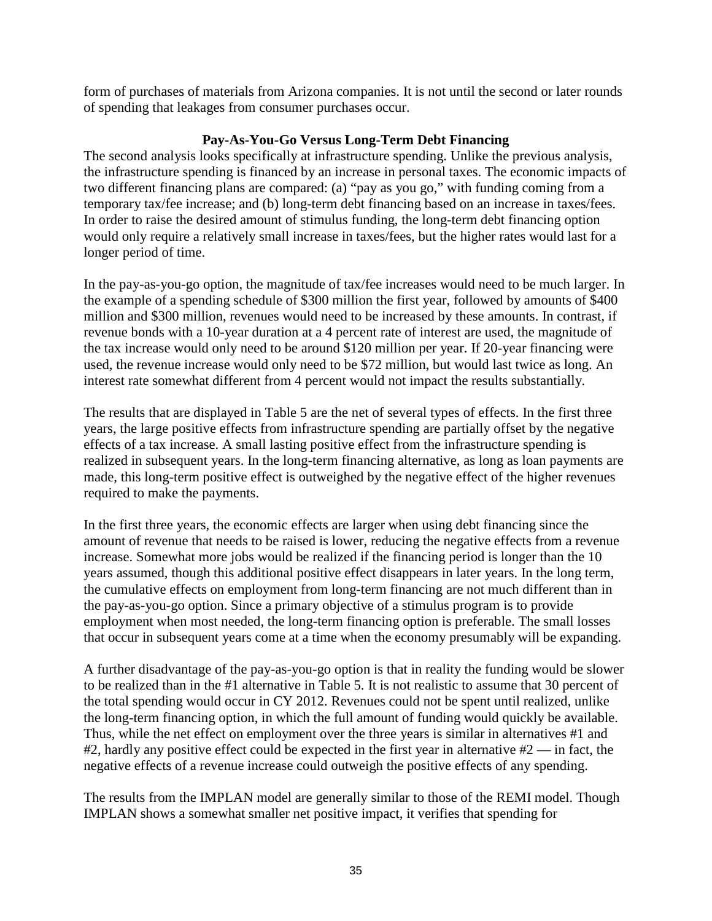form of purchases of materials from Arizona companies. It is not until the second or later rounds of spending that leakages from consumer purchases occur.

## Pay-As-You-Go Versus Long-Term Debt Financing

The second analysis looks specifically at infrastructure spending. Unlike the previous analysis, the infrastructure spending is financed by an increase in personal taxes. The economic impacts of two different financing plans are compared: (a) "pay as you go," with funding coming from a temporary tax/fee increase; and (b) long-term debt financing based on an increase in taxes/fees. In order to raise the desired amount of stimulus funding, the long-term debt financing option would only require a relatively small increase in taxes/fees, but the higher rates would last for a longer period of time.

In the pay-as-you-go option, the magnitude of tax/fee increases would need to be much larger. In the example of a spending schedule of $300 million the first year, followed by amounts of $400 million and $300 million, revenues would need to be increased by these amounts. In contrast, if revenue bonds with a 10-year duration at a 4 percent rate of interest are used, the magnitude of the tax increase would only need to be around $120 million per year. If 20-year financing were used, the revenue increase would only need to be $72 million, but would last twice as long. An interest rate somewhat different from 4 percent would not impact the results substantially.

The results that are displayed in Table 5 are the net of several types of effects. In the first three years, the large positive effects from infrastructure spending are partially offset by the negative effects of a tax increase. A small lasting positive effect from the infrastructure spending is realized in subsequent years. In the long-term financing alternative, as long as loan payments are made, this long-term positive effect is outweighed by the negative effect of the higher revenues required to make the payments.

In the first three years, the economic effects are larger when using debt financing since the amount of revenue that needs to be raised is lower, reducing the negative effects from a revenue increase. Somewhat more jobs would be realized if the financing period is longer than the 10 years assumed, though this additional positive effect disappears in later years. In the long term, the cumulative effects on employment from long-term financing are not much different than in the pay-as-you-go option. Since a primary objective of a stimulus program is to provide employment when most needed, the long-term financing option is preferable. The small losses that occur in subsequent years come at a time when the economy presumably will be expanding.

A further disadvantage of the pay-as-you-go option is that in reality the funding would be slower to be realized than in the #1 alternative in Table 5. It is not realistic to assume that 30 percent of the total spending would occur in CY 2012. Revenues could not be spent until realized, unlike the long-term financing option, in which the full amount of funding would quickly be available. Thus, while the net effect on employment over the three years is similar in alternatives #1 and #2, hardly any positive effect could be expected in the first year in alternative #2 — in fact, the negative effects of a revenue increase could outweigh the positive effects of any spending.

The results from the IMPLAN model are generally similar to those of the REMI model. Though IMPLAN shows a somewhat smaller net positive impact, it verifies that spending for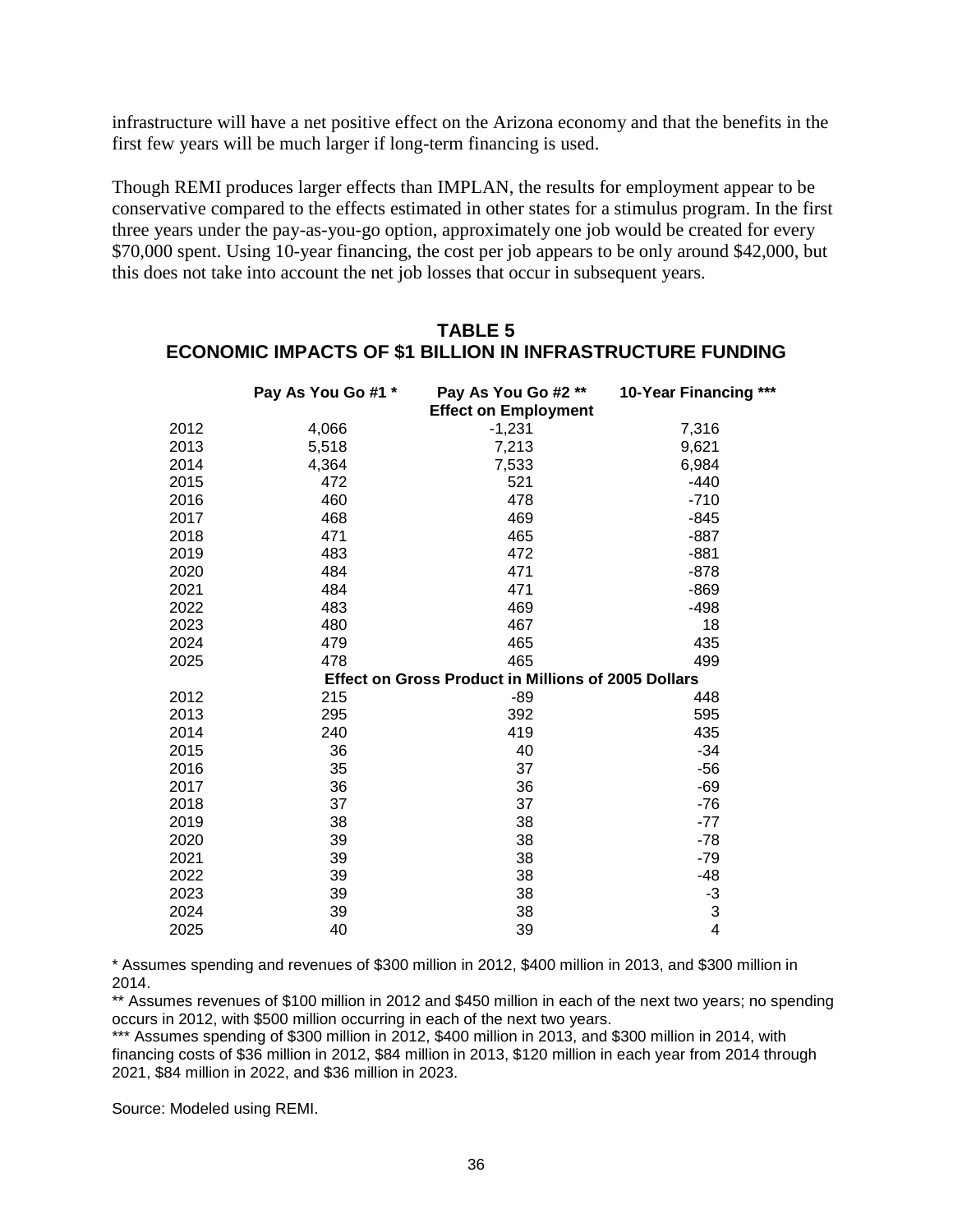infrastructure will have a net positive effect on the Arizona economy and that the benefits in the first few years will be much larger if long-term financing is used.

Though REMI produces larger effects than IMPLAN, the results for employment appear to be conservative compared to the effects estimated in other states for a stimulus program. In the first three years under the pay-as-you-go option, approximately one job would be created for every $70,000 spent. Using 10-year financing, the cost per job appears to be only around $42,000, but this does not take into account the net job losses that occur in subsequent years.

## TABLE 5
## ECONOMIC IMPACTS OF $1 BILLION IN INFRASTRUCTURE FUNDING

| | Pay As You Go #1 * | Pay As You Go #2 ** | 10-Year Financing *** |
|---|---|---|---|
| | | **Effect on Employment** | |
| 2012 | 4,066 | -1,231 | 7,316 |
| 2013 | 5,518 | 7,213 | 9,621 |
| 2014 | 4,364 | 7,533 | 6,984 |
| 2015 | 472 | 521 | -440 |
| 2016 | 460 | 478 | -710 |
| 2017 | 468 | 469 | -845 |
| 2018 | 471 | 465 | -887 |
| 2019 | 483 | 472 | -881 |
| 2020 | 484 | 471 | -878 |
| 2021 | 484 | 471 | -869 |
| 2022 | 483 | 469 | -498 |
| 2023 | 480 | 467 | 18 |
| 2024 | 479 | 465 | 435 |
| 2025 | 478 | 465 | 499 |
| | | **Effect on Gross Product in Millions of 2005 Dollars** | |
| 2012 | 215 | -89 | 448 |
| 2013 | 295 | 392 | 595 |
| 2014 | 240 | 419 | 435 |
| 2015 | 36 | 40 | -34 |
| 2016 | 35 | 37 | -56 |
| 2017 | 36 | 36 | -69 |
| 2018 | 37 | 37 | -76 |
| 2019 | 38 | 38 | -77 |
| 2020 | 39 | 38 | -78 |
| 2021 | 39 | 38 | -79 |
| 2022 | 39 | 38 | -48 |
| 2023 | 39 | 38 | -3 |
| 2024 | 39 | 38 | 3 |
| 2025 | 40 | 39 | 4 |

* Assumes spending and revenues of $300 million in 2012, $400 million in 2013, and $300 million in 2014.

** Assumes revenues of $100 million in 2012 and $450 million in each of the next two years; no spending occurs in 2012, with $500 million occurring in each of the next two years.

*** Assumes spending of $300 million in 2012, $400 million in 2013, and $300 million in 2014, with financing costs of $36 million in 2012, $84 million in 2013, $120 million in each year from 2014 through 2021, $84 million in 2022, and $36 million in 2023.

Source: Modeled using REMI.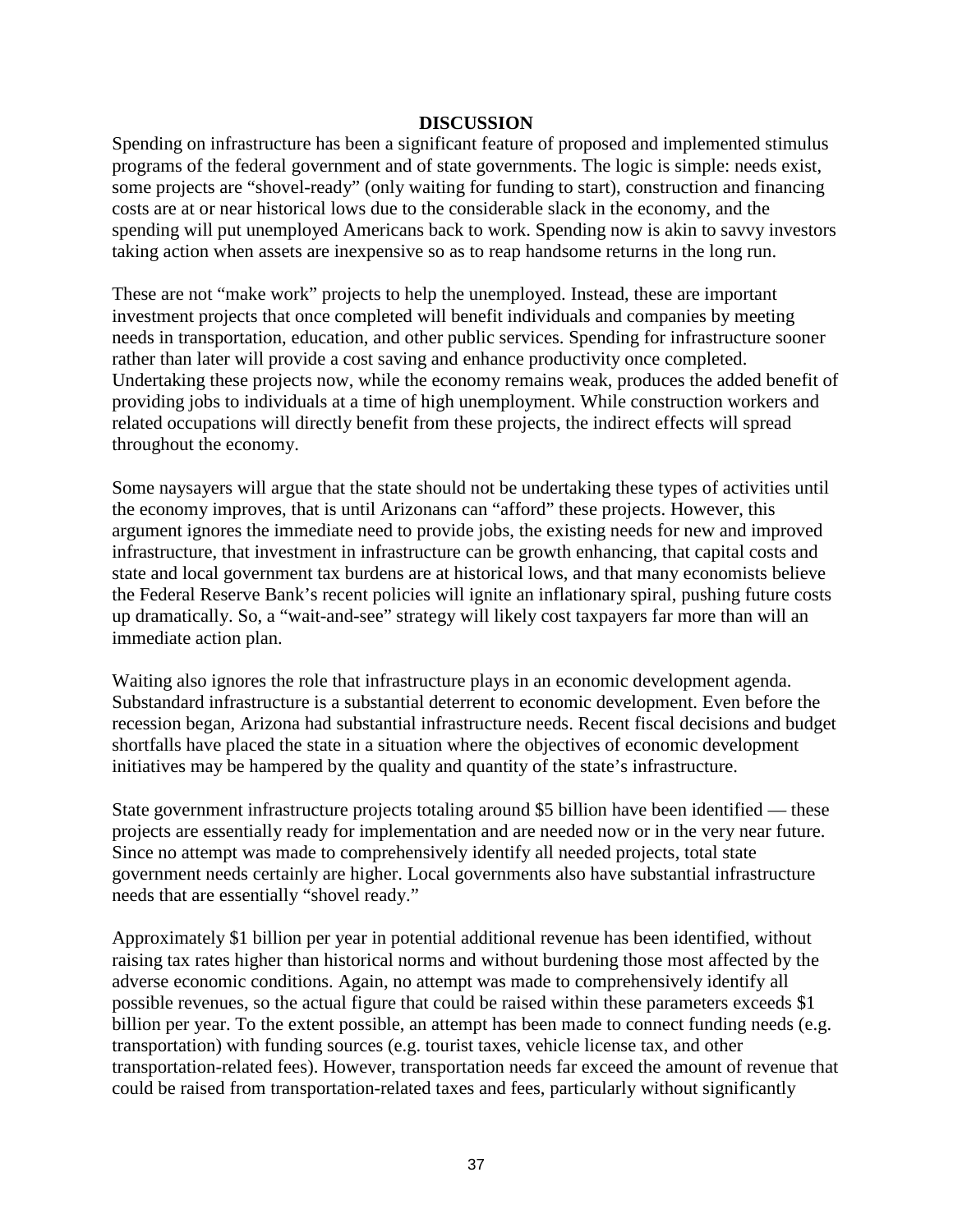## DISCUSSION

Spending on infrastructure has been a significant feature of proposed and implemented stimulus programs of the federal government and of state governments. The logic is simple: needs exist, some projects are "shovel-ready" (only waiting for funding to start), construction and financing costs are at or near historical lows due to the considerable slack in the economy, and the spending will put unemployed Americans back to work. Spending now is akin to savvy investors taking action when assets are inexpensive so as to reap handsome returns in the long run.

These are not "make work" projects to help the unemployed. Instead, these are important investment projects that once completed will benefit individuals and companies by meeting needs in transportation, education, and other public services. Spending for infrastructure sooner rather than later will provide a cost saving and enhance productivity once completed. Undertaking these projects now, while the economy remains weak, produces the added benefit of providing jobs to individuals at a time of high unemployment. While construction workers and related occupations will directly benefit from these projects, the indirect effects will spread throughout the economy.

Some naysayers will argue that the state should not be undertaking these types of activities until the economy improves, that is until Arizonans can "afford" these projects. However, this argument ignores the immediate need to provide jobs, the existing needs for new and improved infrastructure, that investment in infrastructure can be growth enhancing, that capital costs and state and local government tax burdens are at historical lows, and that many economists believe the Federal Reserve Bank's recent policies will ignite an inflationary spiral, pushing future costs up dramatically. So, a "wait-and-see" strategy will likely cost taxpayers far more than will an immediate action plan.

Waiting also ignores the role that infrastructure plays in an economic development agenda. Substandard infrastructure is a substantial deterrent to economic development. Even before the recession began, Arizona had substantial infrastructure needs. Recent fiscal decisions and budget shortfalls have placed the state in a situation where the objectives of economic development initiatives may be hampered by the quality and quantity of the state's infrastructure.

State government infrastructure projects totaling around $5 billion have been identified — these projects are essentially ready for implementation and are needed now or in the very near future. Since no attempt was made to comprehensively identify all needed projects, total state government needs certainly are higher. Local governments also have substantial infrastructure needs that are essentially "shovel ready."

Approximately $1 billion per year in potential additional revenue has been identified, without raising tax rates higher than historical norms and without burdening those most affected by the adverse economic conditions. Again, no attempt was made to comprehensively identify all possible revenues, so the actual figure that could be raised within these parameters exceeds $1 billion per year. To the extent possible, an attempt has been made to connect funding needs (e.g. transportation) with funding sources (e.g. tourist taxes, vehicle license tax, and other transportation-related fees). However, transportation needs far exceed the amount of revenue that could be raised from transportation-related taxes and fees, particularly without significantly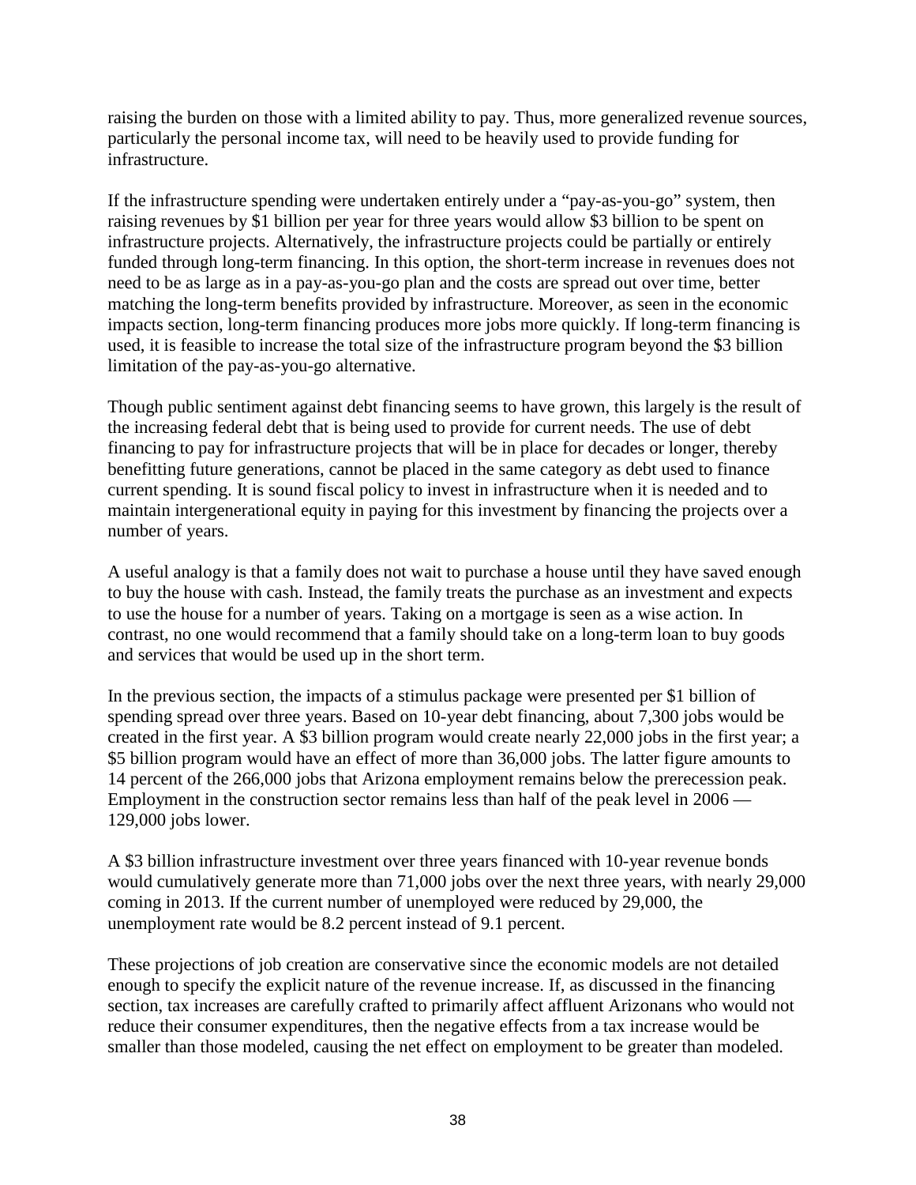raising the burden on those with a limited ability to pay. Thus, more generalized revenue sources, particularly the personal income tax, will need to be heavily used to provide funding for infrastructure.

If the infrastructure spending were undertaken entirely under a "pay-as-you-go" system, then raising revenues by $1 billion per year for three years would allow $3 billion to be spent on infrastructure projects. Alternatively, the infrastructure projects could be partially or entirely funded through long-term financing. In this option, the short-term increase in revenues does not need to be as large as in a pay-as-you-go plan and the costs are spread out over time, better matching the long-term benefits provided by infrastructure. Moreover, as seen in the economic impacts section, long-term financing produces more jobs more quickly. If long-term financing is used, it is feasible to increase the total size of the infrastructure program beyond the $3 billion limitation of the pay-as-you-go alternative.

Though public sentiment against debt financing seems to have grown, this largely is the result of the increasing federal debt that is being used to provide for current needs. The use of debt financing to pay for infrastructure projects that will be in place for decades or longer, thereby benefitting future generations, cannot be placed in the same category as debt used to finance current spending. It is sound fiscal policy to invest in infrastructure when it is needed and to maintain intergenerational equity in paying for this investment by financing the projects over a number of years.

A useful analogy is that a family does not wait to purchase a house until they have saved enough to buy the house with cash. Instead, the family treats the purchase as an investment and expects to use the house for a number of years. Taking on a mortgage is seen as a wise action. In contrast, no one would recommend that a family should take on a long-term loan to buy goods and services that would be used up in the short term.

In the previous section, the impacts of a stimulus package were presented per $1 billion of spending spread over three years. Based on 10-year debt financing, about 7,300 jobs would be created in the first year. A $3 billion program would create nearly 22,000 jobs in the first year; a $5 billion program would have an effect of more than 36,000 jobs. The latter figure amounts to 14 percent of the 266,000 jobs that Arizona employment remains below the prerecession peak. Employment in the construction sector remains less than half of the peak level in 2006 — 129,000 jobs lower.

A $3 billion infrastructure investment over three years financed with 10-year revenue bonds would cumulatively generate more than 71,000 jobs over the next three years, with nearly 29,000 coming in 2013. If the current number of unemployed were reduced by 29,000, the unemployment rate would be 8.2 percent instead of 9.1 percent.

These projections of job creation are conservative since the economic models are not detailed enough to specify the explicit nature of the revenue increase. If, as discussed in the financing section, tax increases are carefully crafted to primarily affect affluent Arizonans who would not reduce their consumer expenditures, then the negative effects from a tax increase would be smaller than those modeled, causing the net effect on employment to be greater than modeled.